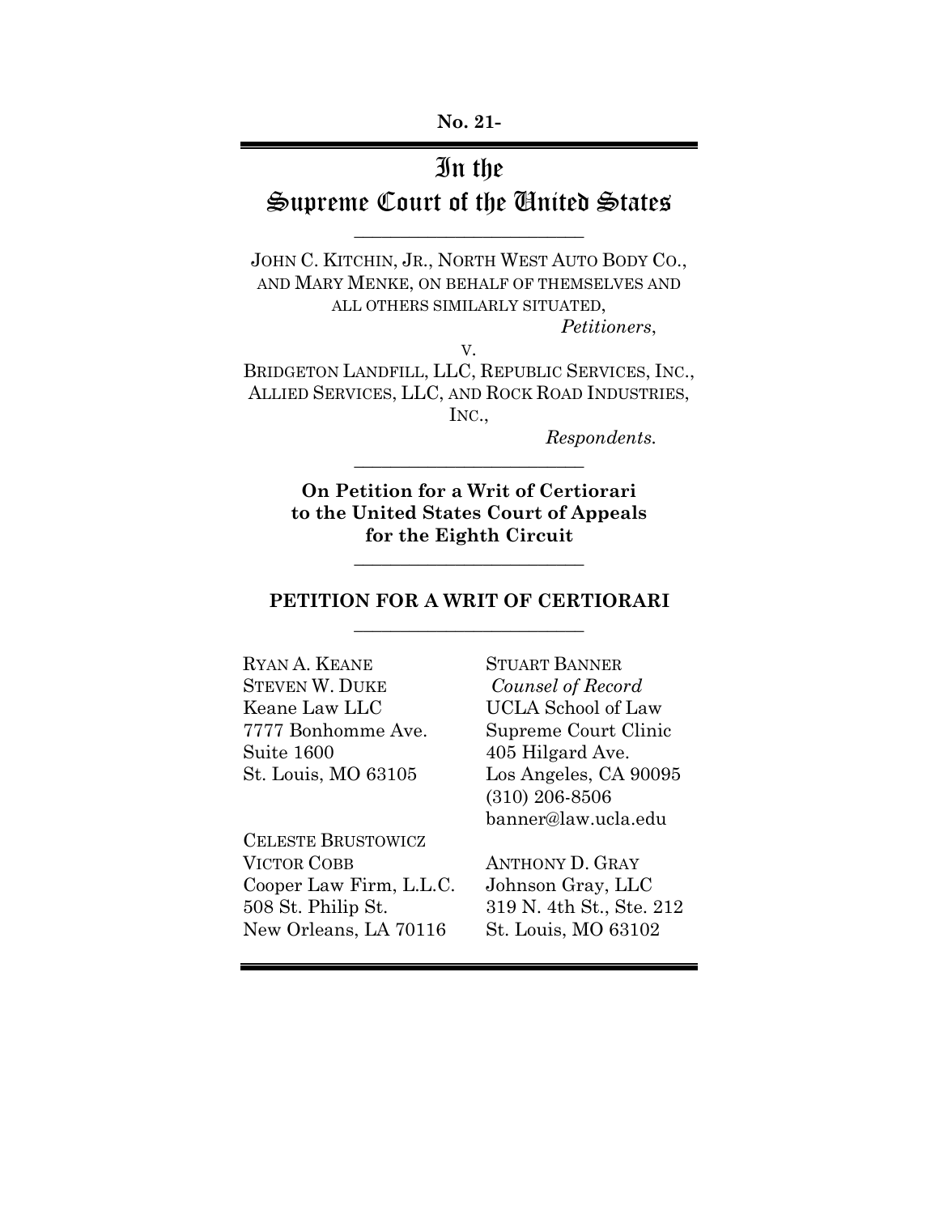**No. 21-**

# In the Supreme Court of the United States

---

JOHN C. KITCHIN, JR., NORTH WEST AUTO BODY CO., AND MARY MENKE, ON BEHALF OF THEMSELVES AND ALL OTHERS SIMILARLY SITUATED,

*Petitioners*,

v.

BRIDGETON LANDFILL, LLC, REPUBLIC SERVICES, INC., ALLIED SERVICES, LLC, AND ROCK ROAD INDUSTRIES, INC.,

*Respondents.*

---

**On Petition for a Writ of Certiorari to the United States Court of Appeals for the Eighth Circuit**

---

## PETITION FOR A WRIT OF CERTIORARI

---

STUART BANNER
*Counsel of Record*
UCLA School of Law
Supreme Court Clinic
405 Hilgard Ave.
Los Angeles, CA 90095
(310) 206-8506
banner@law.ucla.edu

RYAN A. KEANE
STEVEN W. DUKE
Keane Law LLC
7777 Bonhomme Ave.
Suite 1600
St. Louis, MO 63105

CELESTE BRUSTOWICZ
VICTOR COBB
Cooper Law Firm, L.L.C.
508 St. Philip St.
New Orleans, LA 70116

ANTHONY D. GRAY
Johnson Gray, LLC
319 N. 4th St., Ste. 212
St. Louis, MO 63102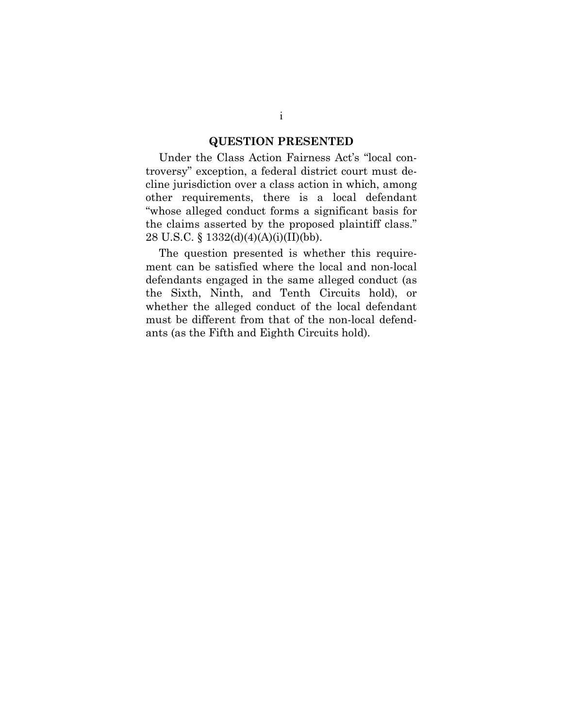## QUESTION PRESENTED

Under the Class Action Fairness Act's "local controversy" exception, a federal district court must decline jurisdiction over a class action in which, among other requirements, there is a local defendant "whose alleged conduct forms a significant basis for the claims asserted by the proposed plaintiff class." 28 U.S.C. § 1332(d)(4)(A)(i)(II)(bb).

The question presented is whether this requirement can be satisfied where the local and non-local defendants engaged in the same alleged conduct (as the Sixth, Ninth, and Tenth Circuits hold), or whether the alleged conduct of the local defendant must be different from that of the non-local defendants (as the Fifth and Eighth Circuits hold).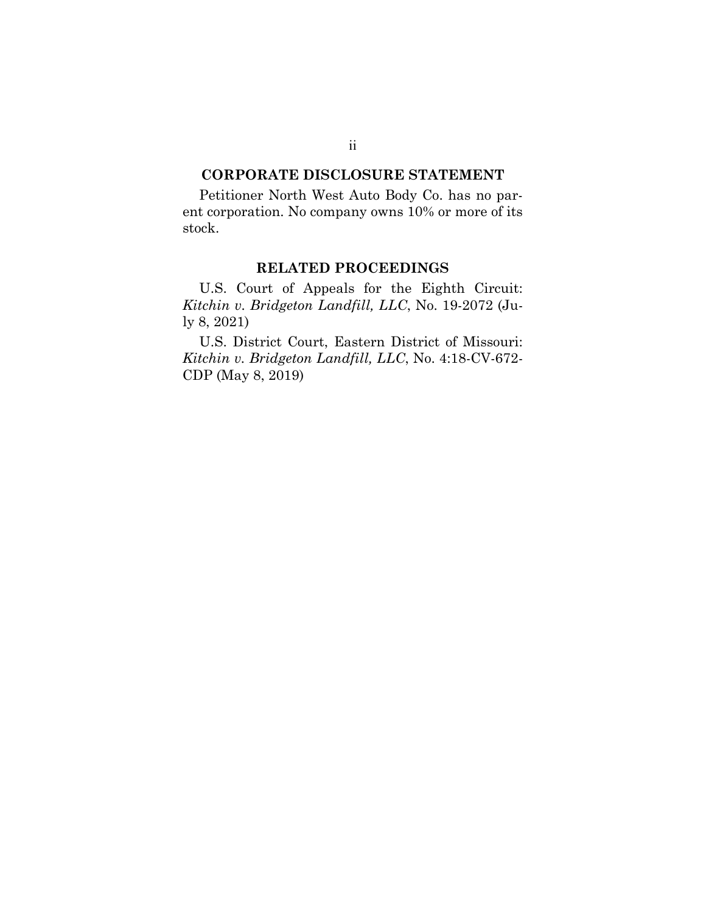## CORPORATE DISCLOSURE STATEMENT

Petitioner North West Auto Body Co. has no parent corporation. No company owns 10% or more of its stock.

## RELATED PROCEEDINGS

U.S. Court of Appeals for the Eighth Circuit: *Kitchin v. Bridgeton Landfill, LLC*, No. 19-2072 (July 8, 2021)

U.S. District Court, Eastern District of Missouri: *Kitchin v. Bridgeton Landfill, LLC*, No. 4:18-CV-672-CDP (May 8, 2019)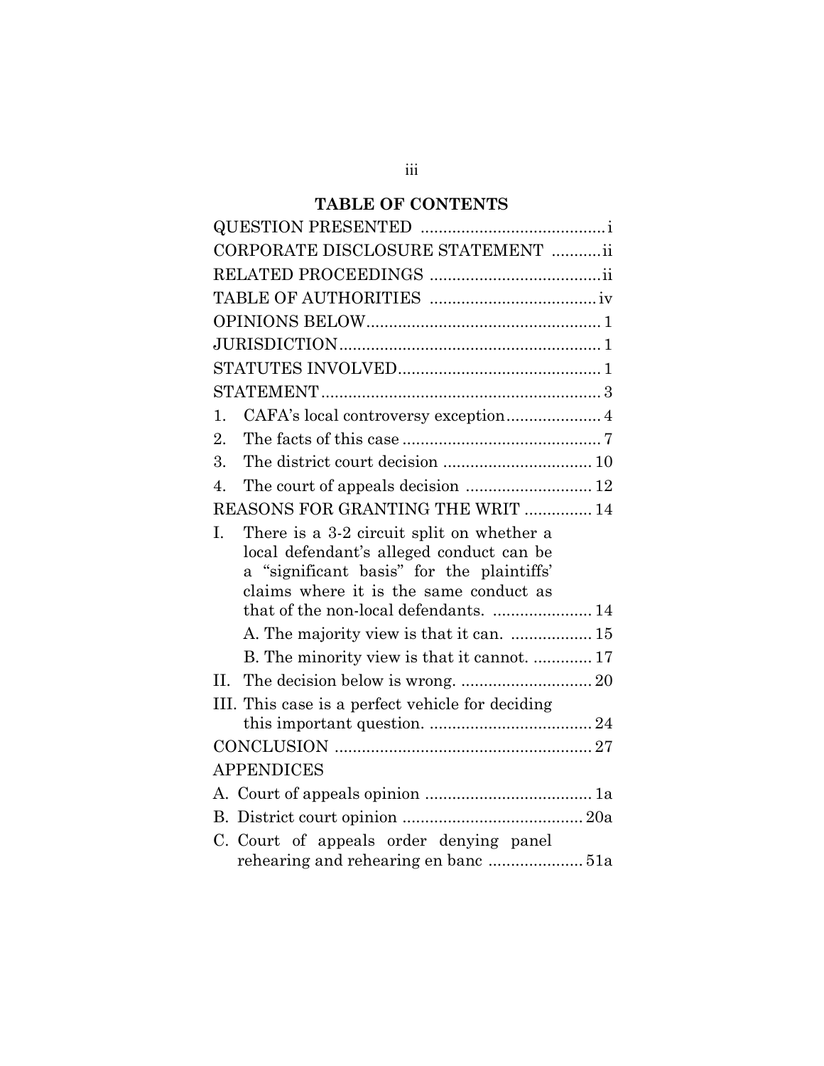## TABLE OF CONTENTS

QUESTION PRESENTED ........................................ i

CORPORATE DISCLOSURE STATEMENT ........... ii

RELATED PROCEEDINGS ...................................... ii

TABLE OF AUTHORITIES .................................... iv

OPINIONS BELOW .................................................... 1

JURISDICTION .......................................................... 1

STATUTES INVOLVED ............................................. 1

STATEMENT .............................................................. 3

1. CAFA's local controversy exception ..................... 4
2. The facts of this case ............................................ 7
3. The district court decision ................................. 10
4. The court of appeals decision ............................ 12

REASONS FOR GRANTING THE WRIT ............... 14

I. There is a 3-2 circuit split on whether a local defendant's alleged conduct can be a "significant basis" for the plaintiffs' claims where it is the same conduct as that of the non-local defendants. ...................... 14
   - A. The majority view is that it can. .................. 15
   - B. The minority view is that it cannot. ............. 17

II. The decision below is wrong. ............................. 20

III. This case is a perfect vehicle for deciding this important question. .................................... 24

CONCLUSION ......................................................... 27

APPENDICES

A. Court of appeals opinion ..................................... 1a

B. District court opinion ........................................ 20a

C. Court of appeals order denying panel rehearing and rehearing en banc ..................... 51a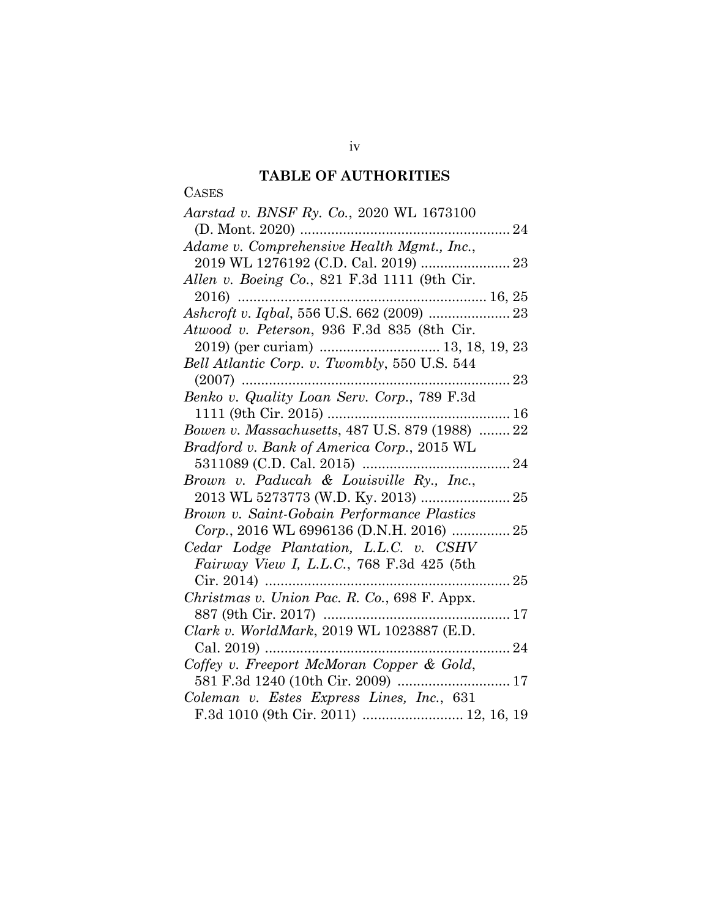## TABLE OF AUTHORITIES

CASES

*Aarstad v. BNSF Ry. Co.*, 2020 WL 1673100 (D. Mont. 2020) ...................................................... 24

*Adame v. Comprehensive Health Mgmt., Inc.*, 2019 WL 1276192 (C.D. Cal. 2019) ....................... 23

*Allen v. Boeing Co.*, 821 F.3d 1111 (9th Cir. 2016) ................................................................ 16, 25

*Ashcroft v. Iqbal*, 556 U.S. 662 (2009) ..................... 23

*Atwood v. Peterson*, 936 F.3d 835 (8th Cir. 2019) (per curiam) ............................... 13, 18, 19, 23

*Bell Atlantic Corp. v. Twombly*, 550 U.S. 544 (2007) ..................................................................... 23

*Benko v. Quality Loan Serv. Corp.*, 789 F.3d 1111 (9th Cir. 2015) ............................................... 16

*Bowen v. Massachusetts*, 487 U.S. 879 (1988) ........ 22

*Bradford v. Bank of America Corp.*, 2015 WL 5311089 (C.D. Cal. 2015) ...................................... 24

*Brown v. Paducah & Louisville Ry., Inc.*, 2013 WL 5273773 (W.D. Ky. 2013) ....................... 25

*Brown v. Saint-Gobain Performance Plastics Corp.*, 2016 WL 6996136 (D.N.H. 2016) ............... 25

*Cedar Lodge Plantation, L.L.C. v. CSHV Fairway View I, L.L.C.*, 768 F.3d 425 (5th Cir. 2014) ............................................................... 25

*Christmas v. Union Pac. R. Co.*, 698 F. Appx. 887 (9th Cir. 2017) ................................................ 17

*Clark v. WorldMark*, 2019 WL 1023887 (E.D. Cal. 2019) ............................................................... 24

*Coffey v. Freeport McMoran Copper & Gold*, 581 F.3d 1240 (10th Cir. 2009) ............................ 17

*Coleman v. Estes Express Lines, Inc.*, 631 F.3d 1010 (9th Cir. 2011) .......................... 12, 16, 19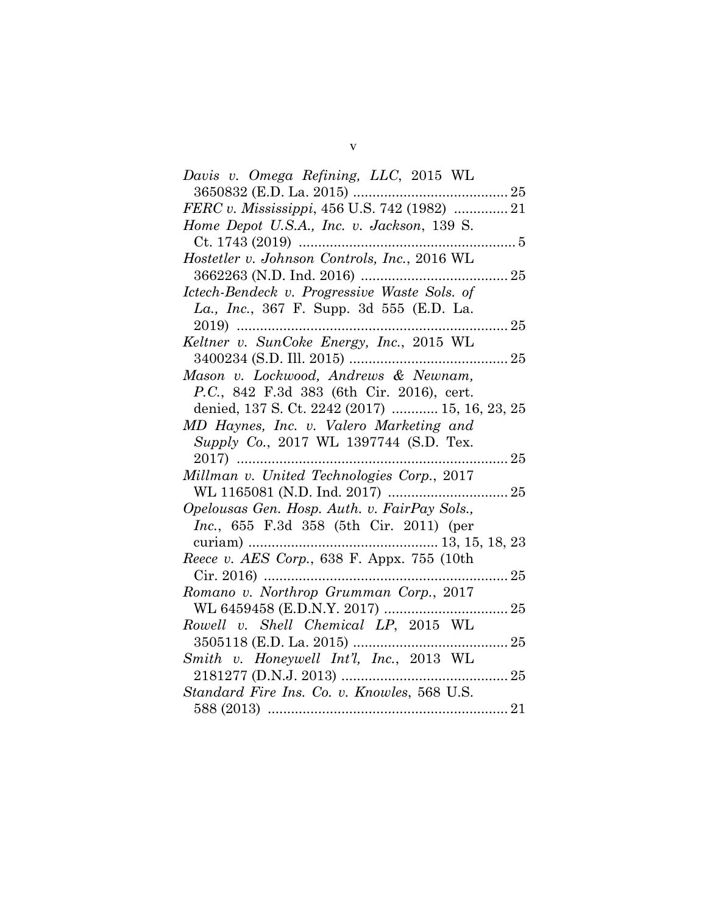*Davis v. Omega Refining, LLC*, 2015 WL 3650832 (E.D. La. 2015) ........................................ 25

*FERC v. Mississippi*, 456 U.S. 742 (1982) .............. 21

*Home Depot U.S.A., Inc. v. Jackson*, 139 S. Ct. 1743 (2019) ........................................................ 5

*Hostetler v. Johnson Controls, Inc.*, 2016 WL 3662263 (N.D. Ind. 2016) ...................................... 25

*Ictech-Bendeck v. Progressive Waste Sols. of La., Inc.*, 367 F. Supp. 3d 555 (E.D. La. 2019) ...................................................................... 25

*Keltner v. SunCoke Energy, Inc.*, 2015 WL 3400234 (S.D. Ill. 2015) ......................................... 25

*Mason v. Lockwood, Andrews & Newnam, P.C.*, 842 F.3d 383 (6th Cir. 2016), cert. denied, 137 S. Ct. 2242 (2017) ............ 15, 16, 23, 25

*MD Haynes, Inc. v. Valero Marketing and Supply Co.*, 2017 WL 1397744 (S.D. Tex. 2017) ...................................................................... 25

*Millman v. United Technologies Corp.*, 2017 WL 1165081 (N.D. Ind. 2017) ............................... 25

*Opelousas Gen. Hosp. Auth. v. FairPay Sols., Inc.*, 655 F.3d 358 (5th Cir. 2011) (per curiam) ................................................ 13, 15, 18, 23

*Reece v. AES Corp.*, 638 F. Appx. 755 (10th Cir. 2016) ............................................................... 25

*Romano v. Northrop Grumman Corp.*, 2017 WL 6459458 (E.D.N.Y. 2017) ................................ 25

*Rowell v. Shell Chemical LP*, 2015 WL 3505118 (E.D. La. 2015) ........................................ 25

*Smith v. Honeywell Int'l, Inc.*, 2013 WL 2181277 (D.N.J. 2013) ........................................... 25

*Standard Fire Ins. Co. v. Knowles*, 568 U.S. 588 (2013) ............................................................. 21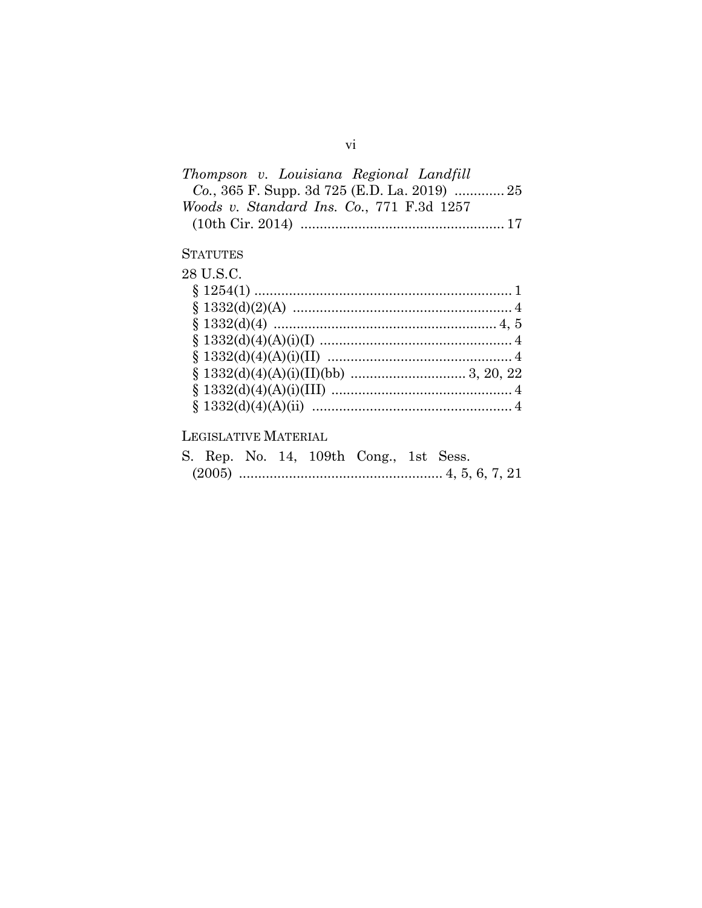*Thompson v. Louisiana Regional Landfill Co.*, 365 F. Supp. 3d 725 (E.D. La. 2019) ............. 25

*Woods v. Standard Ins. Co.*, 771 F.3d 1257 (10th Cir. 2014) ..................................................... 17

STATUTES

28 U.S.C.

§ 1254(1) ..................................................................... 1

§ 1332(d)(2)(A) .......................................................... 4

§ 1332(d)(4) .......................................................... 4, 5

§ 1332(d)(4)(A)(i)(I) .................................................. 4

§ 1332(d)(4)(A)(i)(II) ................................................. 4

§ 1332(d)(4)(A)(i)(II)(bb) ............................. 3, 20, 22

§ 1332(d)(4)(A)(i)(III) ............................................... 4

§ 1332(d)(4)(A)(ii) ..................................................... 4

LEGISLATIVE MATERIAL

S. Rep. No. 14, 109th Cong., 1st Sess. (2005) ..................................................... 4, 5, 6, 7, 21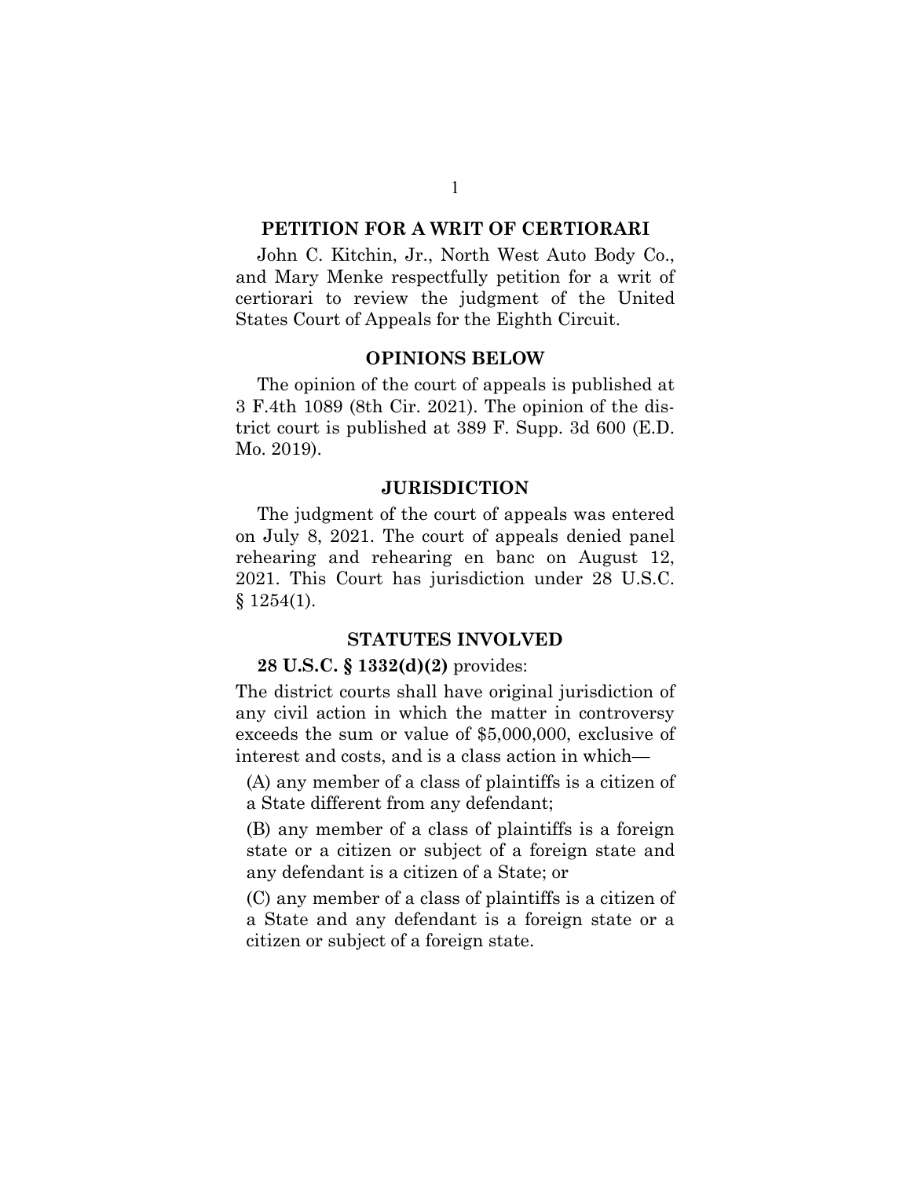## PETITION FOR A WRIT OF CERTIORARI

John C. Kitchin, Jr., North West Auto Body Co., and Mary Menke respectfully petition for a writ of certiorari to review the judgment of the United States Court of Appeals for the Eighth Circuit.

## OPINIONS BELOW

The opinion of the court of appeals is published at 3 F.4th 1089 (8th Cir. 2021). The opinion of the district court is published at 389 F. Supp. 3d 600 (E.D. Mo. 2019).

## JURISDICTION

The judgment of the court of appeals was entered on July 8, 2021. The court of appeals denied panel rehearing and rehearing en banc on August 12, 2021. This Court has jurisdiction under 28 U.S.C. § 1254(1).

## STATUTES INVOLVED

**28 U.S.C. § 1332(d)(2)** provides:

The district courts shall have original jurisdiction of any civil action in which the matter in controversy exceeds the sum or value of $5,000,000, exclusive of interest and costs, and is a class action in which—

(A) any member of a class of plaintiffs is a citizen of a State different from any defendant;

(B) any member of a class of plaintiffs is a foreign state or a citizen or subject of a foreign state and any defendant is a citizen of a State; or

(C) any member of a class of plaintiffs is a citizen of a State and any defendant is a foreign state or a citizen or subject of a foreign state.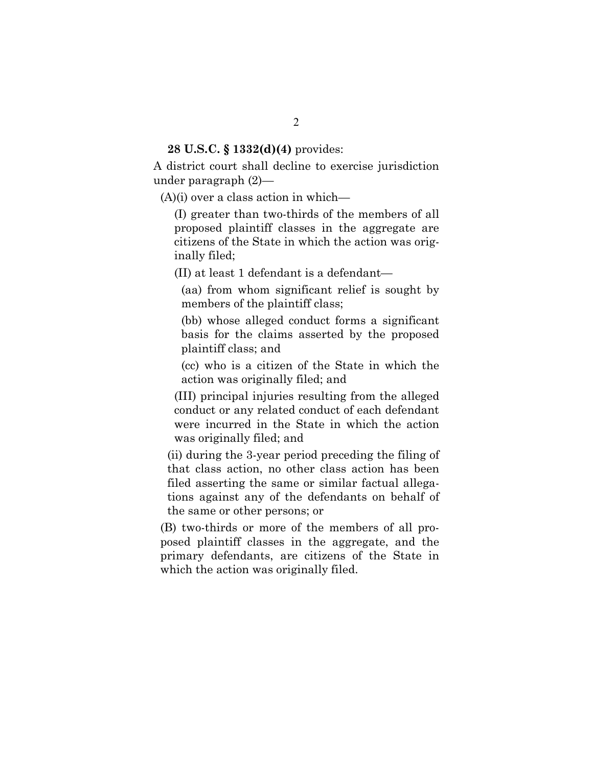**28 U.S.C. § 1332(d)(4)** provides:

A district court shall decline to exercise jurisdiction under paragraph (2)—

(A)(i) over a class action in which—

(I) greater than two-thirds of the members of all proposed plaintiff classes in the aggregate are citizens of the State in which the action was originally filed;

(II) at least 1 defendant is a defendant—

(aa) from whom significant relief is sought by members of the plaintiff class;

(bb) whose alleged conduct forms a significant basis for the claims asserted by the proposed plaintiff class; and

(cc) who is a citizen of the State in which the action was originally filed; and

(III) principal injuries resulting from the alleged conduct or any related conduct of each defendant were incurred in the State in which the action was originally filed; and

(ii) during the 3-year period preceding the filing of that class action, no other class action has been filed asserting the same or similar factual allegations against any of the defendants on behalf of the same or other persons; or

(B) two-thirds or more of the members of all proposed plaintiff classes in the aggregate, and the primary defendants, are citizens of the State in which the action was originally filed.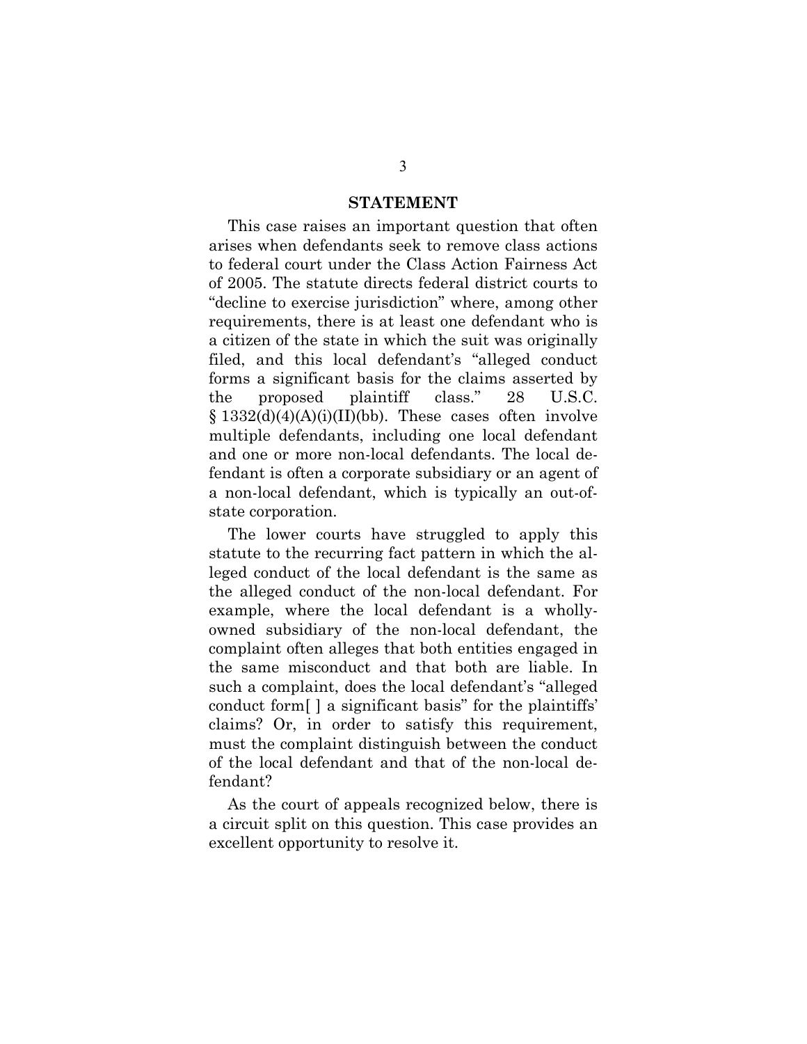## STATEMENT

This case raises an important question that often arises when defendants seek to remove class actions to federal court under the Class Action Fairness Act of 2005. The statute directs federal district courts to "decline to exercise jurisdiction" where, among other requirements, there is at least one defendant who is a citizen of the state in which the suit was originally filed, and this local defendant's "alleged conduct forms a significant basis for the claims asserted by the proposed plaintiff class." 28 U.S.C. § 1332(d)(4)(A)(i)(II)(bb). These cases often involve multiple defendants, including one local defendant and one or more non-local defendants. The local defendant is often a corporate subsidiary or an agent of a non-local defendant, which is typically an out-of-state corporation.

The lower courts have struggled to apply this statute to the recurring fact pattern in which the alleged conduct of the local defendant is the same as the alleged conduct of the non-local defendant. For example, where the local defendant is a wholly-owned subsidiary of the non-local defendant, the complaint often alleges that both entities engaged in the same misconduct and that both are liable. In such a complaint, does the local defendant's "alleged conduct form[ ] a significant basis" for the plaintiffs' claims? Or, in order to satisfy this requirement, must the complaint distinguish between the conduct of the local defendant and that of the non-local defendant?

As the court of appeals recognized below, there is a circuit split on this question. This case provides an excellent opportunity to resolve it.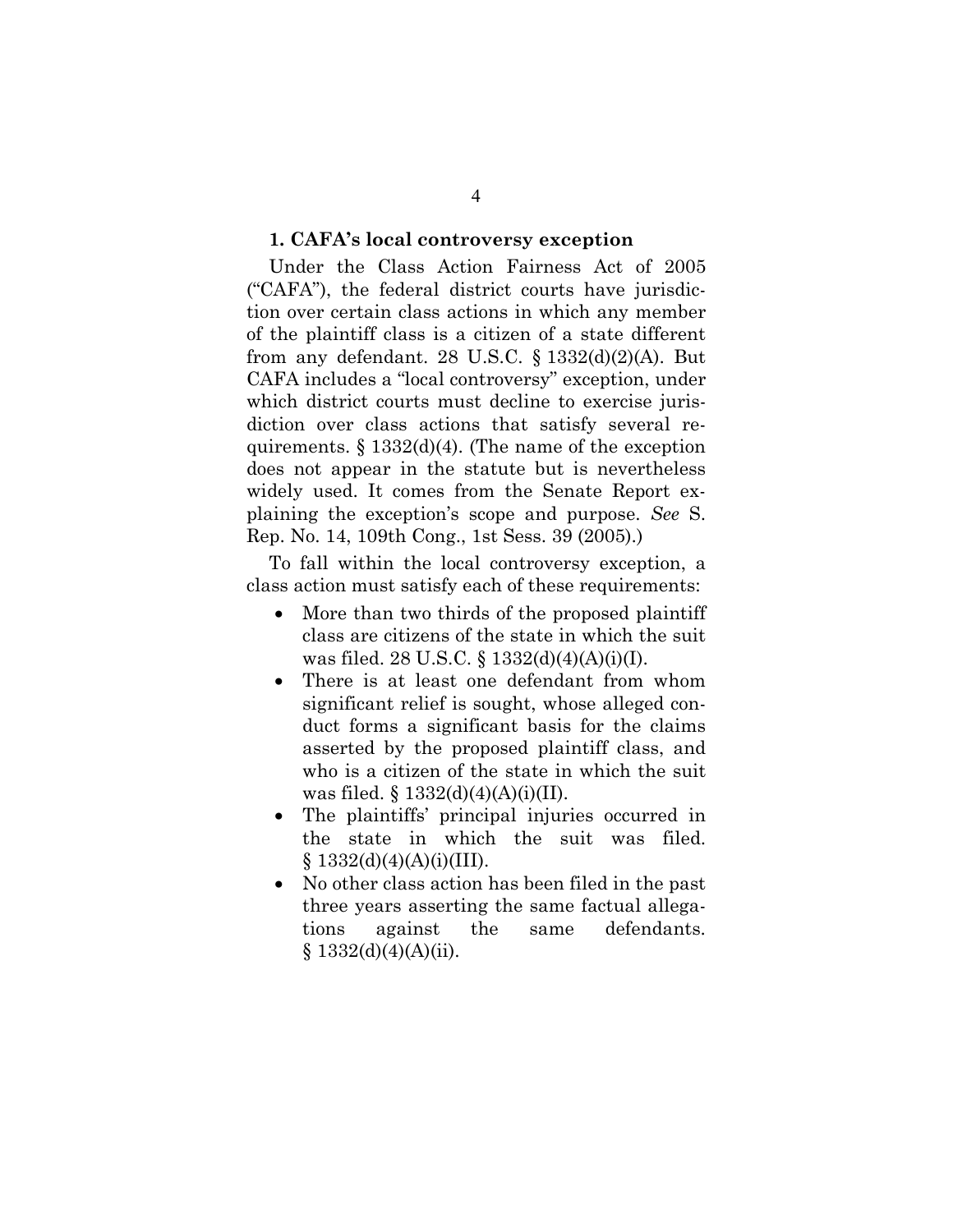### 1. CAFA's local controversy exception

Under the Class Action Fairness Act of 2005 ("CAFA"), the federal district courts have jurisdiction over certain class actions in which any member of the plaintiff class is a citizen of a state different from any defendant. 28 U.S.C. § 1332(d)(2)(A). But CAFA includes a "local controversy" exception, under which district courts must decline to exercise jurisdiction over class actions that satisfy several requirements. § 1332(d)(4). (The name of the exception does not appear in the statute but is nevertheless widely used. It comes from the Senate Report explaining the exception's scope and purpose. *See* S. Rep. No. 14, 109th Cong., 1st Sess. 39 (2005).)

To fall within the local controversy exception, a class action must satisfy each of these requirements:

- More than two thirds of the proposed plaintiff class are citizens of the state in which the suit was filed. 28 U.S.C. § 1332(d)(4)(A)(i)(I).
- There is at least one defendant from whom significant relief is sought, whose alleged conduct forms a significant basis for the claims asserted by the proposed plaintiff class, and who is a citizen of the state in which the suit was filed. § 1332(d)(4)(A)(i)(II).
- The plaintiffs' principal injuries occurred in the state in which the suit was filed. § 1332(d)(4)(A)(i)(III).
- No other class action has been filed in the past three years asserting the same factual allegations against the same defendants. § 1332(d)(4)(A)(ii).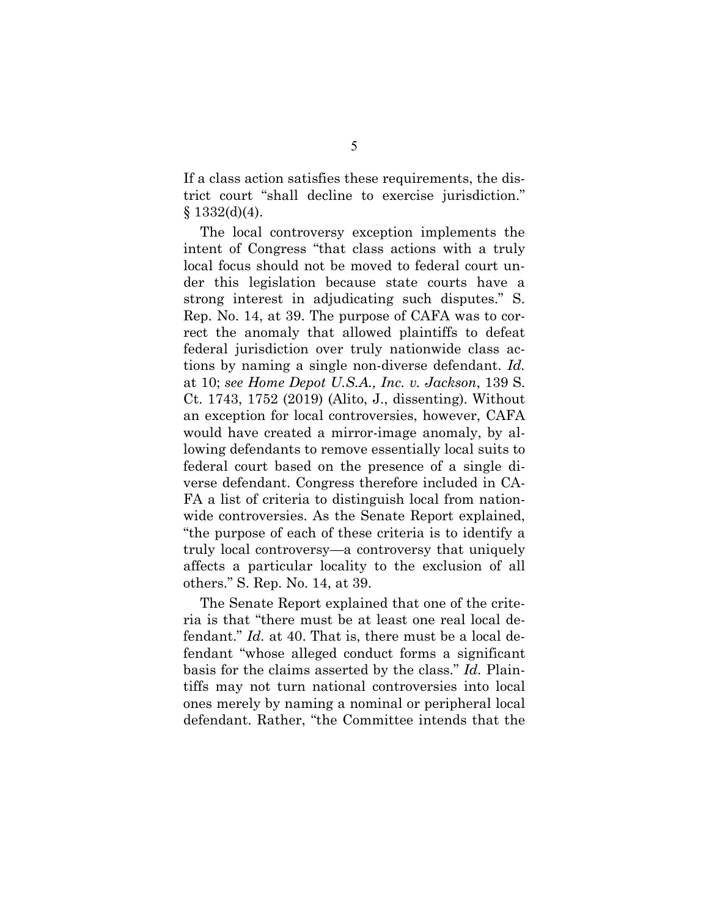If a class action satisfies these requirements, the district court "shall decline to exercise jurisdiction." § 1332(d)(4).

The local controversy exception implements the intent of Congress "that class actions with a truly local focus should not be moved to federal court under this legislation because state courts have a strong interest in adjudicating such disputes." S. Rep. No. 14, at 39. The purpose of CAFA was to correct the anomaly that allowed plaintiffs to defeat federal jurisdiction over truly nationwide class actions by naming a single non-diverse defendant. *Id.* at 10; *see Home Depot U.S.A., Inc. v. Jackson*, 139 S. Ct. 1743, 1752 (2019) (Alito, J., dissenting). Without an exception for local controversies, however, CAFA would have created a mirror-image anomaly, by allowing defendants to remove essentially local suits to federal court based on the presence of a single diverse defendant. Congress therefore included in CAFA a list of criteria to distinguish local from nationwide controversies. As the Senate Report explained, "the purpose of each of these criteria is to identify a truly local controversy—a controversy that uniquely affects a particular locality to the exclusion of all others." S. Rep. No. 14, at 39.

The Senate Report explained that one of the criteria is that "there must be at least one real local defendant." *Id.* at 40. That is, there must be a local defendant "whose alleged conduct forms a significant basis for the claims asserted by the class." *Id.* Plaintiffs may not turn national controversies into local ones merely by naming a nominal or peripheral local defendant. Rather, "the Committee intends that the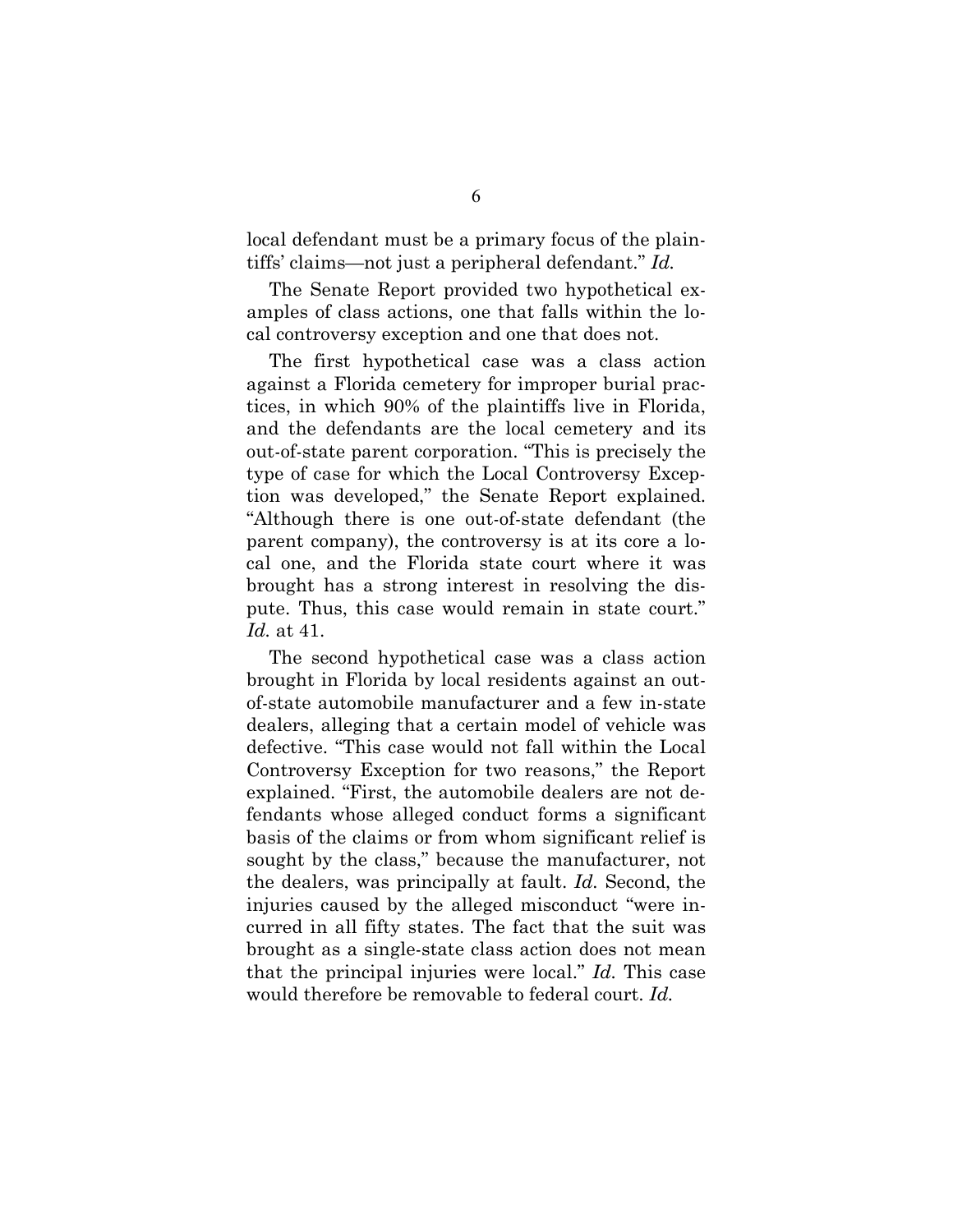local defendant must be a primary focus of the plaintiffs' claims—not just a peripheral defendant." *Id.*

The Senate Report provided two hypothetical examples of class actions, one that falls within the local controversy exception and one that does not.

The first hypothetical case was a class action against a Florida cemetery for improper burial practices, in which 90% of the plaintiffs live in Florida, and the defendants are the local cemetery and its out-of-state parent corporation. "This is precisely the type of case for which the Local Controversy Exception was developed," the Senate Report explained. "Although there is one out-of-state defendant (the parent company), the controversy is at its core a local one, and the Florida state court where it was brought has a strong interest in resolving the dispute. Thus, this case would remain in state court." *Id.* at 41.

The second hypothetical case was a class action brought in Florida by local residents against an out-of-state automobile manufacturer and a few in-state dealers, alleging that a certain model of vehicle was defective. "This case would not fall within the Local Controversy Exception for two reasons," the Report explained. "First, the automobile dealers are not defendants whose alleged conduct forms a significant basis of the claims or from whom significant relief is sought by the class," because the manufacturer, not the dealers, was principally at fault. *Id.* Second, the injuries caused by the alleged misconduct "were incurred in all fifty states. The fact that the suit was brought as a single-state class action does not mean that the principal injuries were local." *Id.* This case would therefore be removable to federal court. *Id.*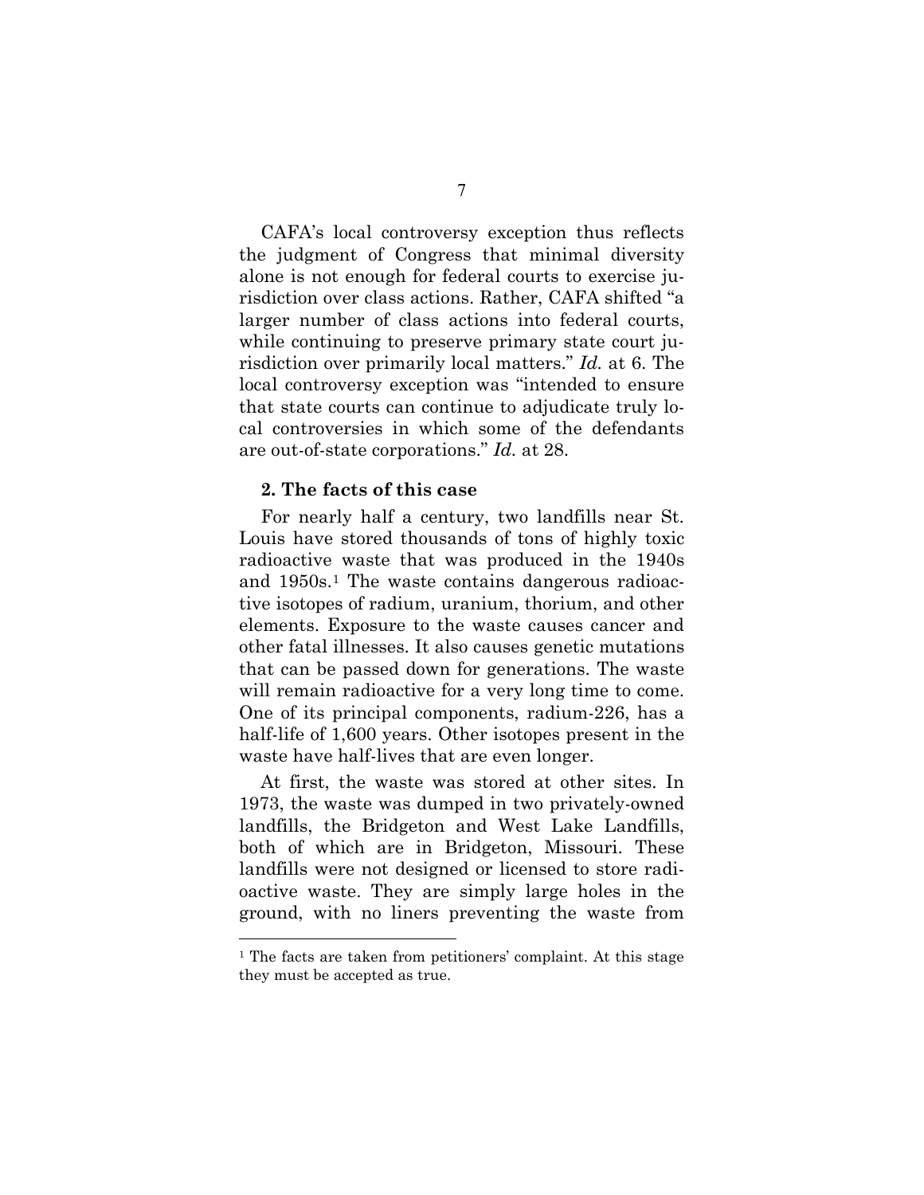CAFA's local controversy exception thus reflects the judgment of Congress that minimal diversity alone is not enough for federal courts to exercise jurisdiction over class actions. Rather, CAFA shifted "a larger number of class actions into federal courts, while continuing to preserve primary state court jurisdiction over primarily local matters." *Id.* at 6. The local controversy exception was "intended to ensure that state courts can continue to adjudicate truly local controversies in which some of the defendants are out-of-state corporations." *Id.* at 28.

**2. The facts of this case**

For nearly half a century, two landfills near St. Louis have stored thousands of tons of highly toxic radioactive waste that was produced in the 1940s and 1950s.[1] The waste contains dangerous radioactive isotopes of radium, uranium, thorium, and other elements. Exposure to the waste causes cancer and other fatal illnesses. It also causes genetic mutations that can be passed down for generations. The waste will remain radioactive for a very long time to come. One of its principal components, radium-226, has a half-life of 1,600 years. Other isotopes present in the waste have half-lives that are even longer.

At first, the waste was stored at other sites. In 1973, the waste was dumped in two privately-owned landfills, the Bridgeton and West Lake Landfills, both of which are in Bridgeton, Missouri. These landfills were not designed or licensed to store radioactive waste. They are simply large holes in the ground, with no liners preventing the waste from

[1] The facts are taken from petitioners' complaint. At this stage they must be accepted as true.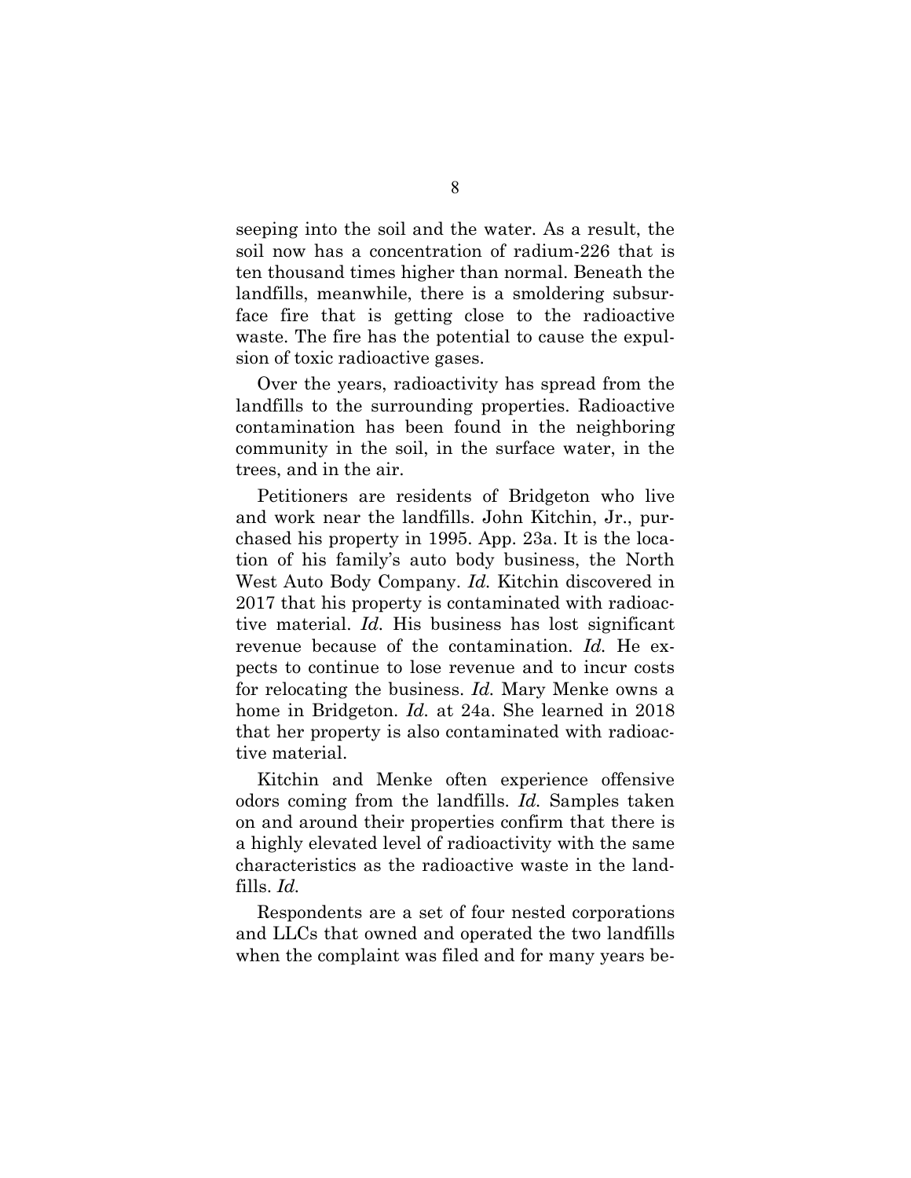seeping into the soil and the water. As a result, the soil now has a concentration of radium-226 that is ten thousand times higher than normal. Beneath the landfills, meanwhile, there is a smoldering subsurface fire that is getting close to the radioactive waste. The fire has the potential to cause the expulsion of toxic radioactive gases.

Over the years, radioactivity has spread from the landfills to the surrounding properties. Radioactive contamination has been found in the neighboring community in the soil, in the surface water, in the trees, and in the air.

Petitioners are residents of Bridgeton who live and work near the landfills. John Kitchin, Jr., purchased his property in 1995. App. 23a. It is the location of his family's auto body business, the North West Auto Body Company. *Id.* Kitchin discovered in 2017 that his property is contaminated with radioactive material. *Id.* His business has lost significant revenue because of the contamination. *Id.* He expects to continue to lose revenue and to incur costs for relocating the business. *Id.* Mary Menke owns a home in Bridgeton. *Id.* at 24a. She learned in 2018 that her property is also contaminated with radioactive material.

Kitchin and Menke often experience offensive odors coming from the landfills. *Id.* Samples taken on and around their properties confirm that there is a highly elevated level of radioactivity with the same characteristics as the radioactive waste in the landfills. *Id.*

Respondents are a set of four nested corporations and LLCs that owned and operated the two landfills when the complaint was filed and for many years be-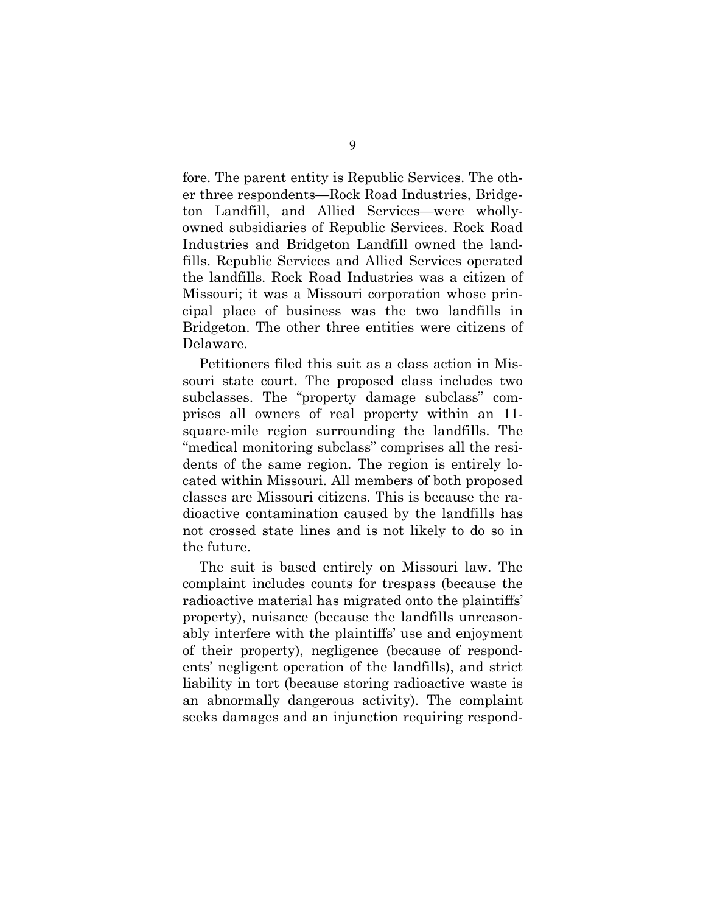fore. The parent entity is Republic Services. The other three respondents—Rock Road Industries, Bridgeton Landfill, and Allied Services—were wholly-owned subsidiaries of Republic Services. Rock Road Industries and Bridgeton Landfill owned the landfills. Republic Services and Allied Services operated the landfills. Rock Road Industries was a citizen of Missouri; it was a Missouri corporation whose principal place of business was the two landfills in Bridgeton. The other three entities were citizens of Delaware.

Petitioners filed this suit as a class action in Missouri state court. The proposed class includes two subclasses. The "property damage subclass" comprises all owners of real property within an 11-square-mile region surrounding the landfills. The "medical monitoring subclass" comprises all the residents of the same region. The region is entirely located within Missouri. All members of both proposed classes are Missouri citizens. This is because the radioactive contamination caused by the landfills has not crossed state lines and is not likely to do so in the future.

The suit is based entirely on Missouri law. The complaint includes counts for trespass (because the radioactive material has migrated onto the plaintiffs' property), nuisance (because the landfills unreasonably interfere with the plaintiffs' use and enjoyment of their property), negligence (because of respondents' negligent operation of the landfills), and strict liability in tort (because storing radioactive waste is an abnormally dangerous activity). The complaint seeks damages and an injunction requiring respond-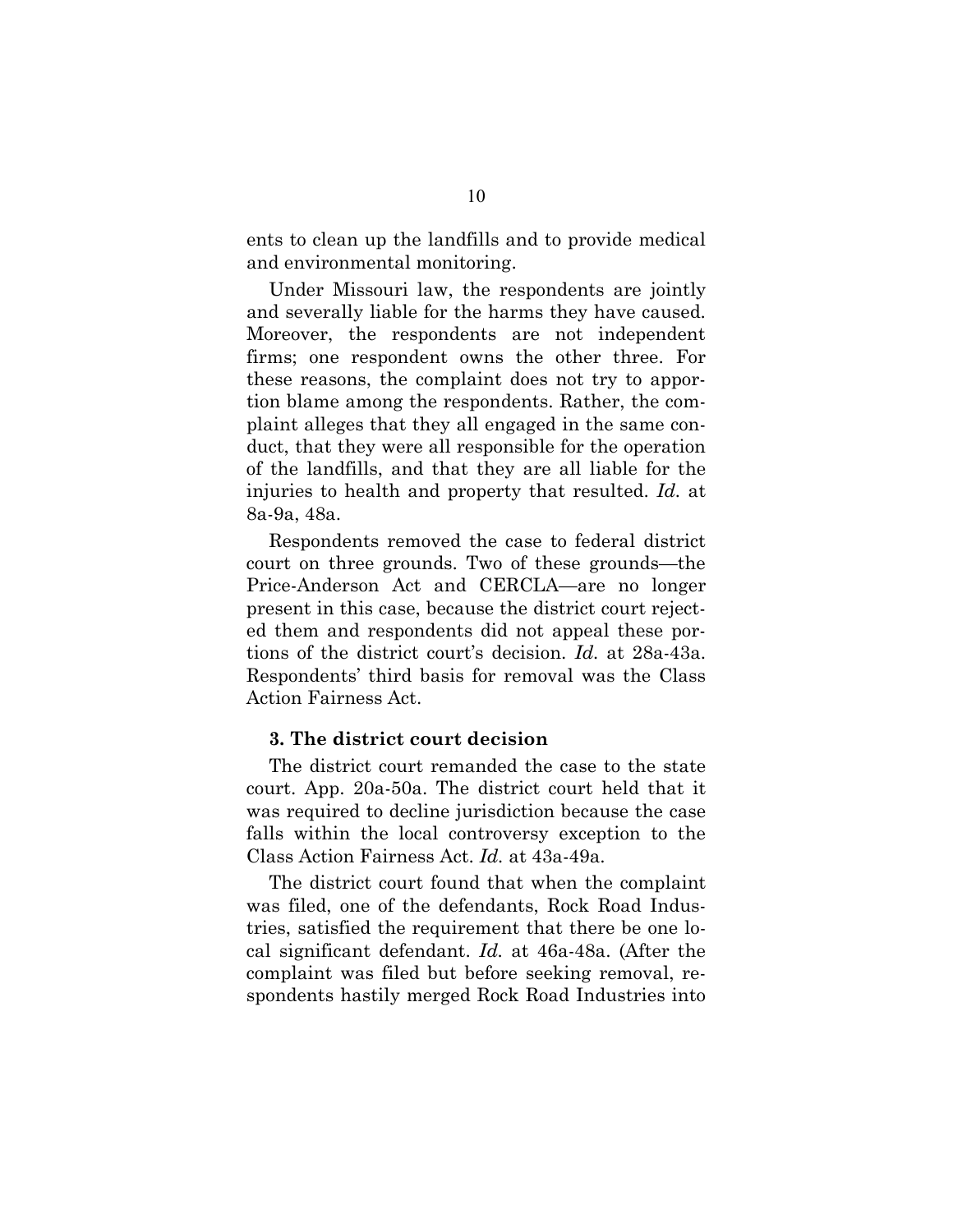ents to clean up the landfills and to provide medical and environmental monitoring.

Under Missouri law, the respondents are jointly and severally liable for the harms they have caused. Moreover, the respondents are not independent firms; one respondent owns the other three. For these reasons, the complaint does not try to apportion blame among the respondents. Rather, the complaint alleges that they all engaged in the same conduct, that they were all responsible for the operation of the landfills, and that they are all liable for the injuries to health and property that resulted. *Id.* at 8a-9a, 48a.

Respondents removed the case to federal district court on three grounds. Two of these grounds—the Price-Anderson Act and CERCLA—are no longer present in this case, because the district court rejected them and respondents did not appeal these portions of the district court's decision. *Id.* at 28a-43a. Respondents' third basis for removal was the Class Action Fairness Act.

### 3. The district court decision

The district court remanded the case to the state court. App. 20a-50a. The district court held that it was required to decline jurisdiction because the case falls within the local controversy exception to the Class Action Fairness Act. *Id.* at 43a-49a.

The district court found that when the complaint was filed, one of the defendants, Rock Road Industries, satisfied the requirement that there be one local significant defendant. *Id.* at 46a-48a. (After the complaint was filed but before seeking removal, respondents hastily merged Rock Road Industries into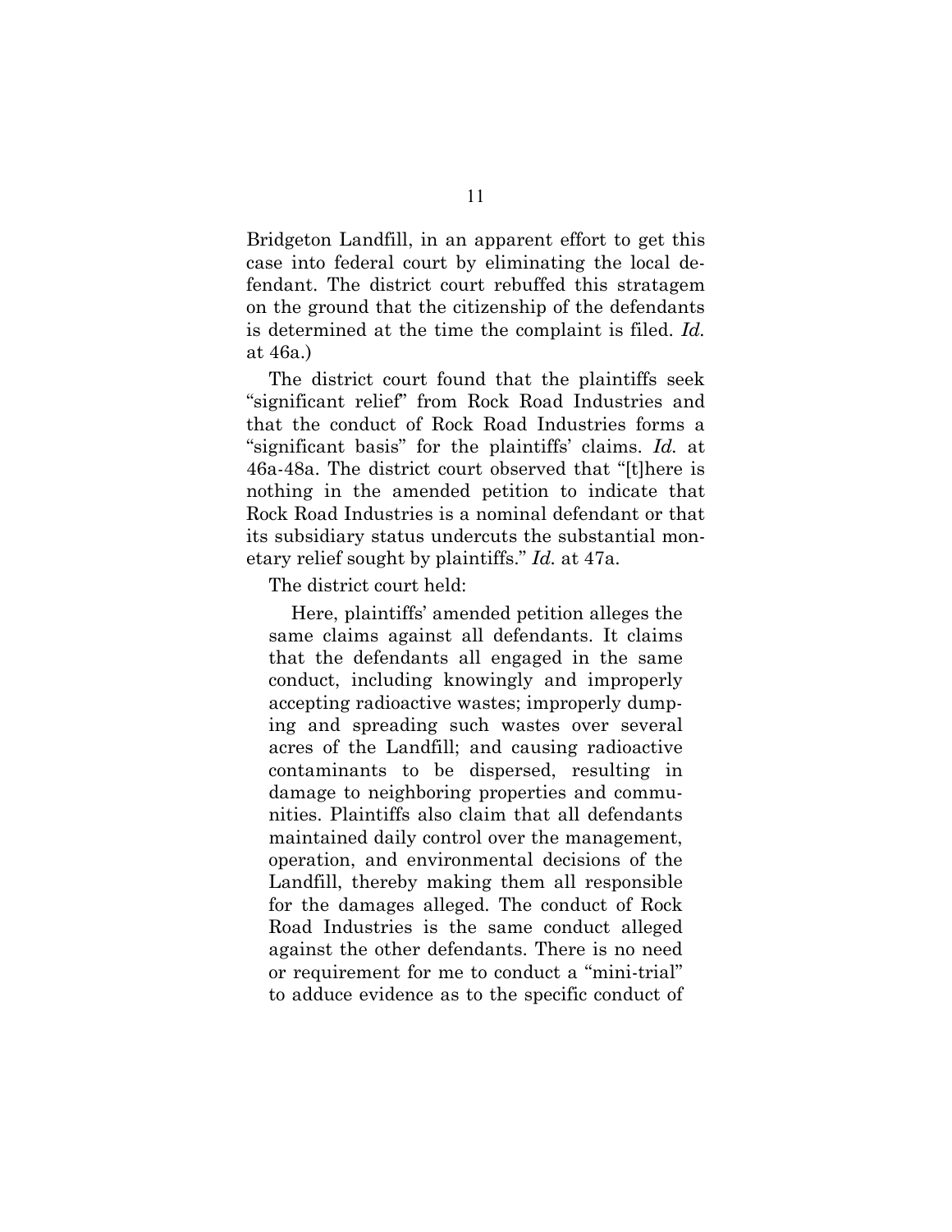Bridgeton Landfill, in an apparent effort to get this case into federal court by eliminating the local defendant. The district court rebuffed this stratagem on the ground that the citizenship of the defendants is determined at the time the complaint is filed. *Id.* at 46a.)

The district court found that the plaintiffs seek "significant relief" from Rock Road Industries and that the conduct of Rock Road Industries forms a "significant basis" for the plaintiffs' claims. *Id.* at 46a-48a. The district court observed that "[t]here is nothing in the amended petition to indicate that Rock Road Industries is a nominal defendant or that its subsidiary status undercuts the substantial monetary relief sought by plaintiffs." *Id.* at 47a.

The district court held:

> Here, plaintiffs' amended petition alleges the same claims against all defendants. It claims that the defendants all engaged in the same conduct, including knowingly and improperly accepting radioactive wastes; improperly dumping and spreading such wastes over several acres of the Landfill; and causing radioactive contaminants to be dispersed, resulting in damage to neighboring properties and communities. Plaintiffs also claim that all defendants maintained daily control over the management, operation, and environmental decisions of the Landfill, thereby making them all responsible for the damages alleged. The conduct of Rock Road Industries is the same conduct alleged against the other defendants. There is no need or requirement for me to conduct a "mini-trial" to adduce evidence as to the specific conduct of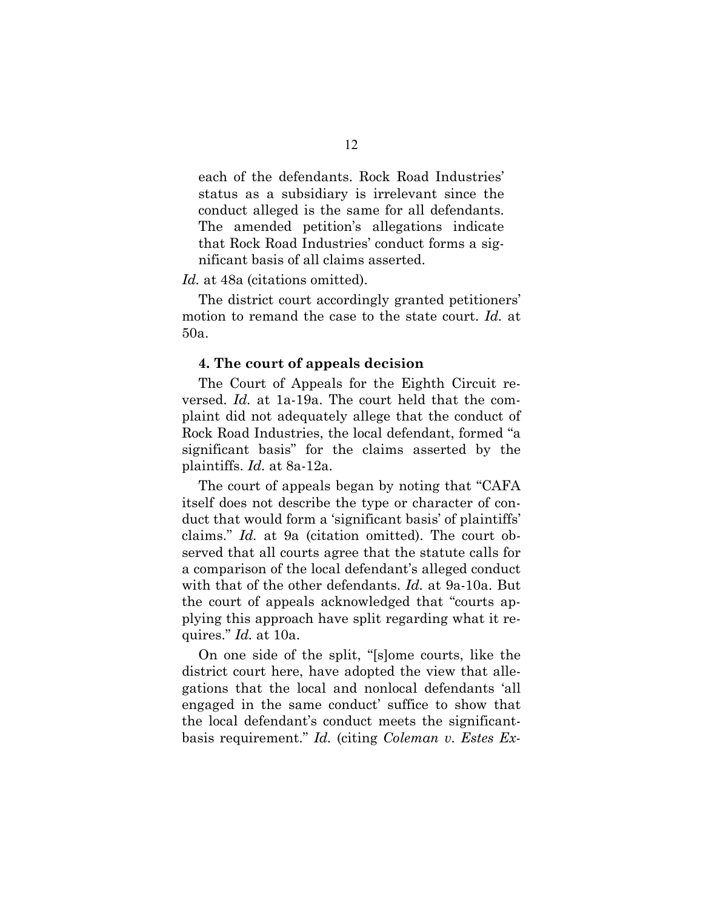each of the defendants. Rock Road Industries' status as a subsidiary is irrelevant since the conduct alleged is the same for all defendants. The amended petition's allegations indicate that Rock Road Industries' conduct forms a significant basis of all claims asserted.

*Id.* at 48a (citations omitted).

The district court accordingly granted petitioners' motion to remand the case to the state court. *Id.* at 50a.

#### 4. The court of appeals decision

The Court of Appeals for the Eighth Circuit reversed. *Id.* at 1a-19a. The court held that the complaint did not adequately allege that the conduct of Rock Road Industries, the local defendant, formed "a significant basis" for the claims asserted by the plaintiffs. *Id.* at 8a-12a.

The court of appeals began by noting that "CAFA itself does not describe the type or character of conduct that would form a 'significant basis' of plaintiffs' claims." *Id.* at 9a (citation omitted). The court observed that all courts agree that the statute calls for a comparison of the local defendant's alleged conduct with that of the other defendants. *Id.* at 9a-10a. But the court of appeals acknowledged that "courts applying this approach have split regarding what it requires." *Id.* at 10a.

On one side of the split, "[s]ome courts, like the district court here, have adopted the view that allegations that the local and nonlocal defendants 'all engaged in the same conduct' suffice to show that the local defendant's conduct meets the significant-basis requirement." *Id.* (citing *Coleman v. Estes Ex-*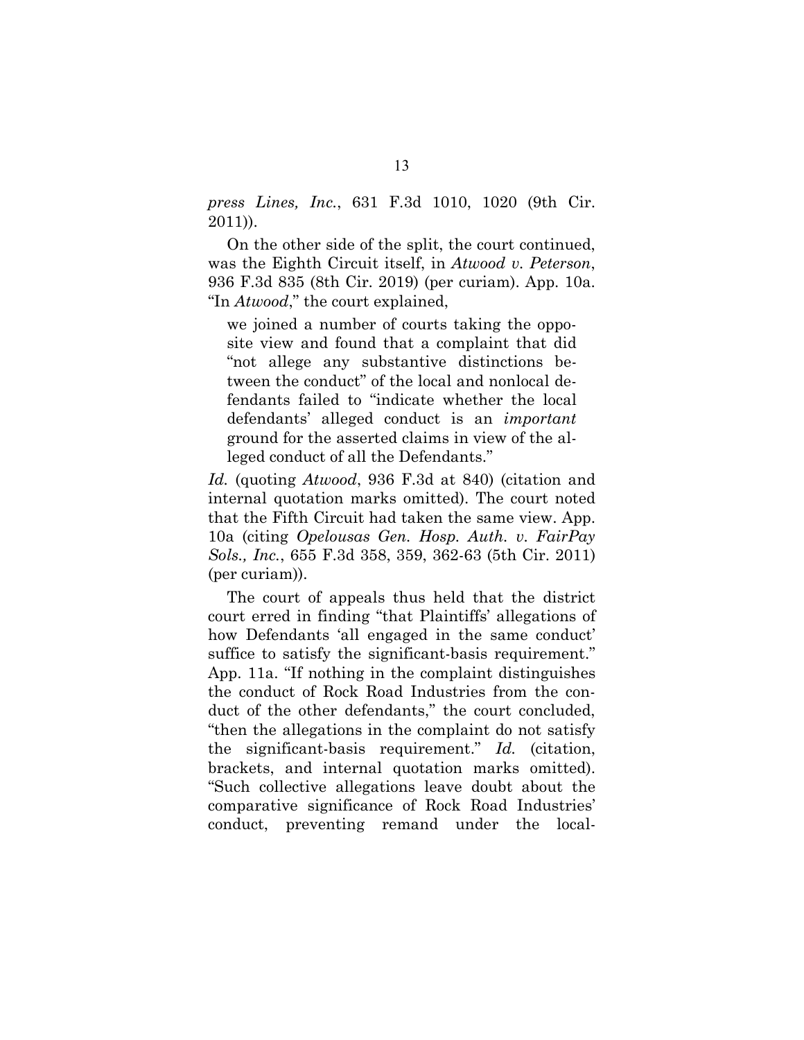*press Lines, Inc.*, 631 F.3d 1010, 1020 (9th Cir. 2011)).

On the other side of the split, the court continued, was the Eighth Circuit itself, in *Atwood v. Peterson*, 936 F.3d 835 (8th Cir. 2019) (per curiam). App. 10a. "In *Atwood*," the court explained,

> we joined a number of courts taking the opposite view and found that a complaint that did "not allege any substantive distinctions between the conduct" of the local and nonlocal defendants failed to "indicate whether the local defendants' alleged conduct is an *important* ground for the asserted claims in view of the alleged conduct of all the Defendants."

*Id.* (quoting *Atwood*, 936 F.3d at 840) (citation and internal quotation marks omitted). The court noted that the Fifth Circuit had taken the same view. App. 10a (citing *Opelousas Gen. Hosp. Auth. v. FairPay Sols., Inc.*, 655 F.3d 358, 359, 362-63 (5th Cir. 2011) (per curiam)).

The court of appeals thus held that the district court erred in finding "that Plaintiffs' allegations of how Defendants 'all engaged in the same conduct' suffice to satisfy the significant-basis requirement." App. 11a. "If nothing in the complaint distinguishes the conduct of Rock Road Industries from the conduct of the other defendants," the court concluded, "then the allegations in the complaint do not satisfy the significant-basis requirement." *Id.* (citation, brackets, and internal quotation marks omitted). "Such collective allegations leave doubt about the comparative significance of Rock Road Industries' conduct, preventing remand under the local-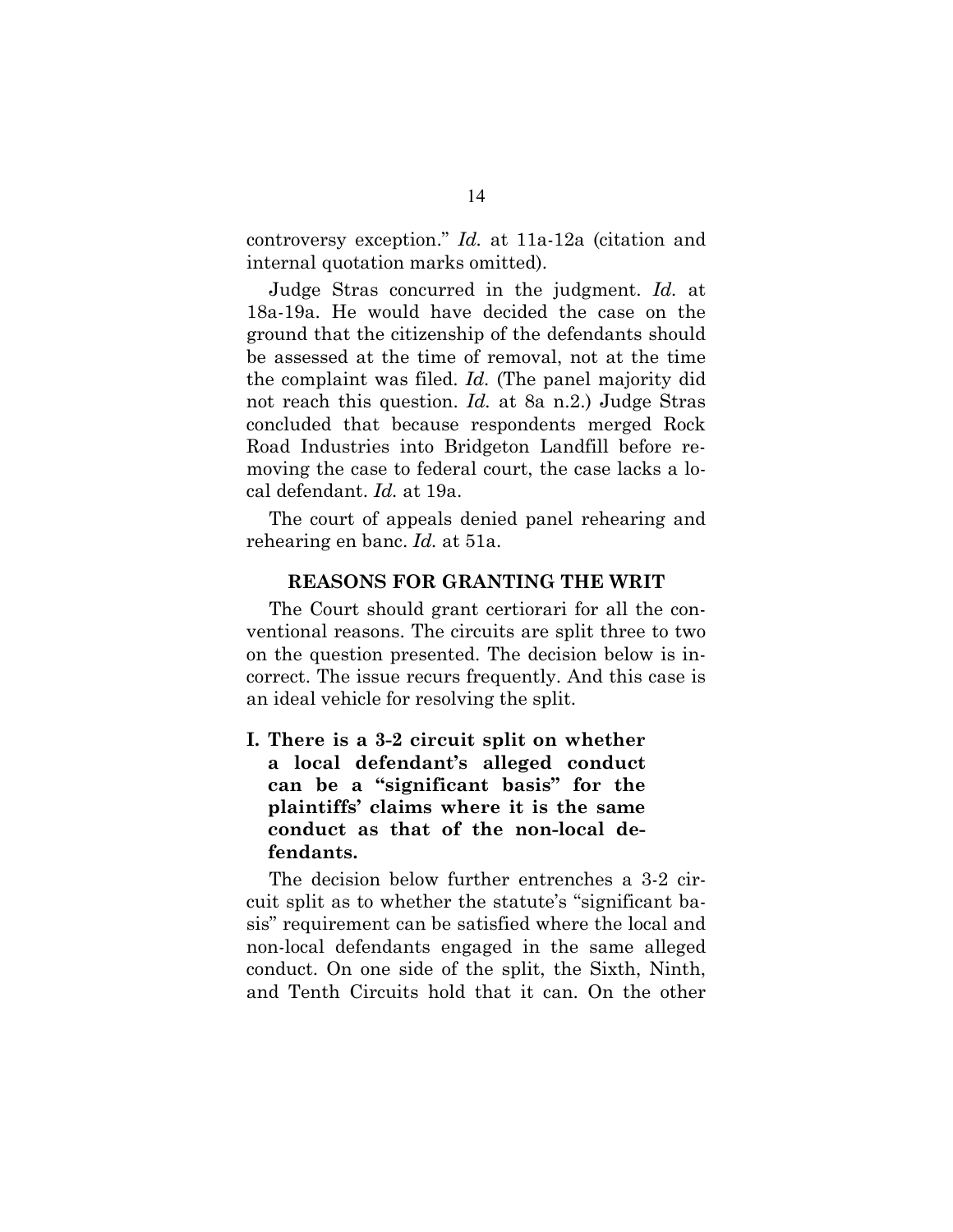controversy exception." *Id.* at 11a-12a (citation and internal quotation marks omitted).

Judge Stras concurred in the judgment. *Id.* at 18a-19a. He would have decided the case on the ground that the citizenship of the defendants should be assessed at the time of removal, not at the time the complaint was filed. *Id.* (The panel majority did not reach this question. *Id.* at 8a n.2.) Judge Stras concluded that because respondents merged Rock Road Industries into Bridgeton Landfill before removing the case to federal court, the case lacks a local defendant. *Id.* at 19a.

The court of appeals denied panel rehearing and rehearing en banc. *Id.* at 51a.

## REASONS FOR GRANTING THE WRIT

The Court should grant certiorari for all the conventional reasons. The circuits are split three to two on the question presented. The decision below is incorrect. The issue recurs frequently. And this case is an ideal vehicle for resolving the split.

### I. There is a 3-2 circuit split on whether a local defendant's alleged conduct can be a "significant basis" for the plaintiffs' claims where it is the same conduct as that of the non-local defendants.

The decision below further entrenches a 3-2 circuit split as to whether the statute's "significant basis" requirement can be satisfied where the local and non-local defendants engaged in the same alleged conduct. On one side of the split, the Sixth, Ninth, and Tenth Circuits hold that it can. On the other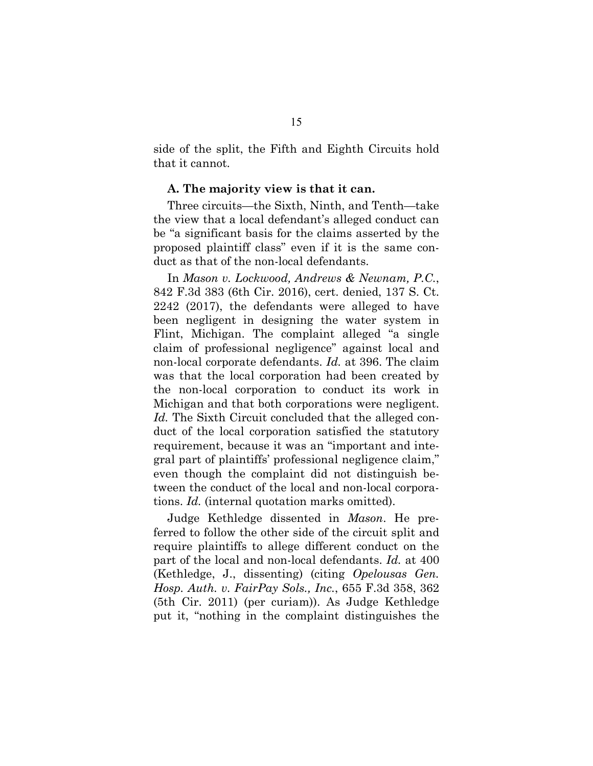side of the split, the Fifth and Eighth Circuits hold that it cannot.

**A. The majority view is that it can.**

Three circuits—the Sixth, Ninth, and Tenth—take the view that a local defendant's alleged conduct can be "a significant basis for the claims asserted by the proposed plaintiff class" even if it is the same conduct as that of the non-local defendants.

In *Mason v. Lockwood, Andrews & Newnam, P.C.*, 842 F.3d 383 (6th Cir. 2016), cert. denied, 137 S. Ct. 2242 (2017), the defendants were alleged to have been negligent in designing the water system in Flint, Michigan. The complaint alleged "a single claim of professional negligence" against local and non-local corporate defendants. *Id.* at 396. The claim was that the local corporation had been created by the non-local corporation to conduct its work in Michigan and that both corporations were negligent. *Id.* The Sixth Circuit concluded that the alleged conduct of the local corporation satisfied the statutory requirement, because it was an "important and integral part of plaintiffs' professional negligence claim," even though the complaint did not distinguish between the conduct of the local and non-local corporations. *Id.* (internal quotation marks omitted).

Judge Kethledge dissented in *Mason*. He preferred to follow the other side of the circuit split and require plaintiffs to allege different conduct on the part of the local and non-local defendants. *Id.* at 400 (Kethledge, J., dissenting) (citing *Opelousas Gen. Hosp. Auth. v. FairPay Sols., Inc.*, 655 F.3d 358, 362 (5th Cir. 2011) (per curiam)). As Judge Kethledge put it, "nothing in the complaint distinguishes the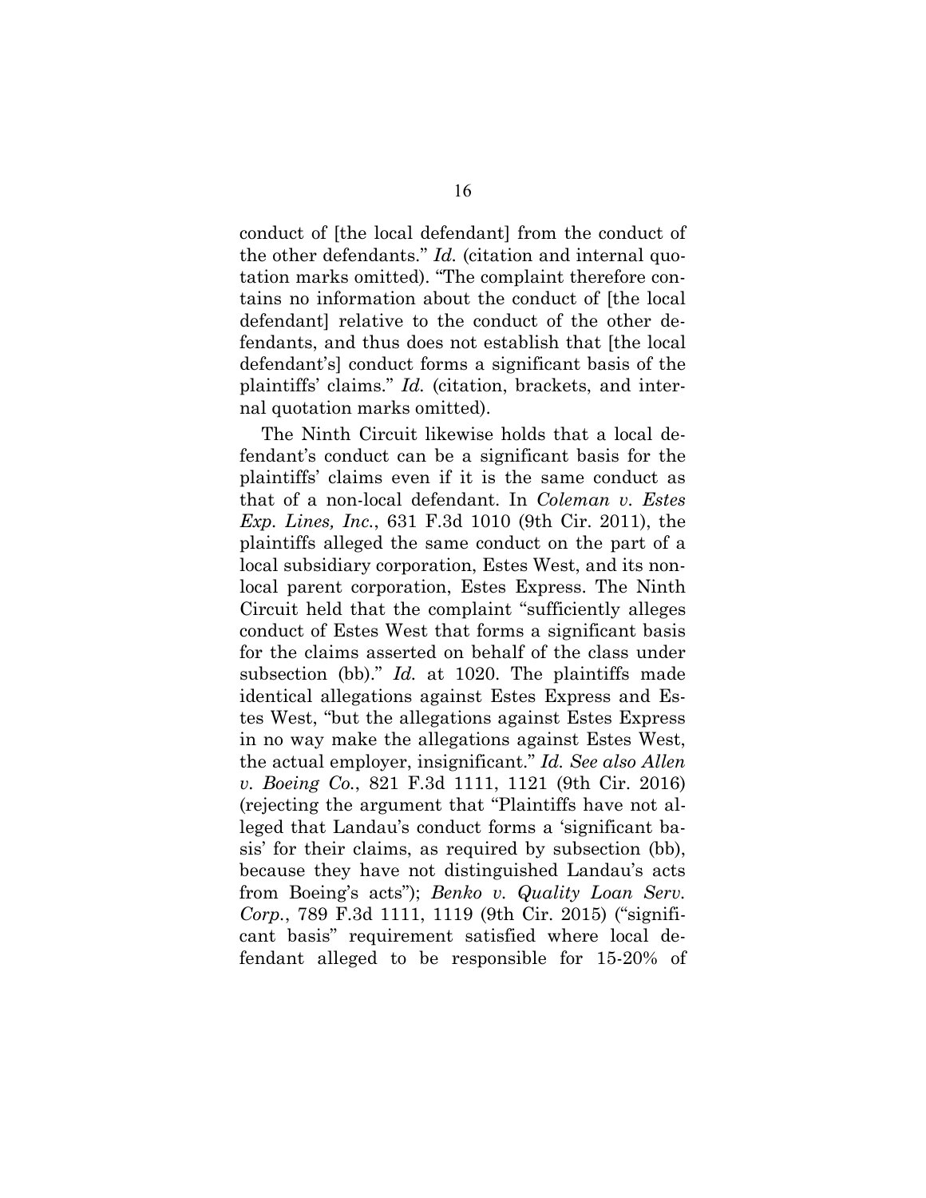conduct of [the local defendant] from the conduct of the other defendants." *Id.* (citation and internal quotation marks omitted). "The complaint therefore contains no information about the conduct of [the local defendant] relative to the conduct of the other defendants, and thus does not establish that [the local defendant's] conduct forms a significant basis of the plaintiffs' claims." *Id.* (citation, brackets, and internal quotation marks omitted).

The Ninth Circuit likewise holds that a local defendant's conduct can be a significant basis for the plaintiffs' claims even if it is the same conduct as that of a non-local defendant. In *Coleman v. Estes Exp. Lines, Inc.*, 631 F.3d 1010 (9th Cir. 2011), the plaintiffs alleged the same conduct on the part of a local subsidiary corporation, Estes West, and its non-local parent corporation, Estes Express. The Ninth Circuit held that the complaint "sufficiently alleges conduct of Estes West that forms a significant basis for the claims asserted on behalf of the class under subsection (bb)." *Id.* at 1020. The plaintiffs made identical allegations against Estes Express and Estes West, "but the allegations against Estes Express in no way make the allegations against Estes West, the actual employer, insignificant." *Id. See also Allen v. Boeing Co.*, 821 F.3d 1111, 1121 (9th Cir. 2016) (rejecting the argument that "Plaintiffs have not alleged that Landau's conduct forms a 'significant basis' for their claims, as required by subsection (bb), because they have not distinguished Landau's acts from Boeing's acts"); *Benko v. Quality Loan Serv. Corp.*, 789 F.3d 1111, 1119 (9th Cir. 2015) ("significant basis" requirement satisfied where local defendant alleged to be responsible for 15-20% of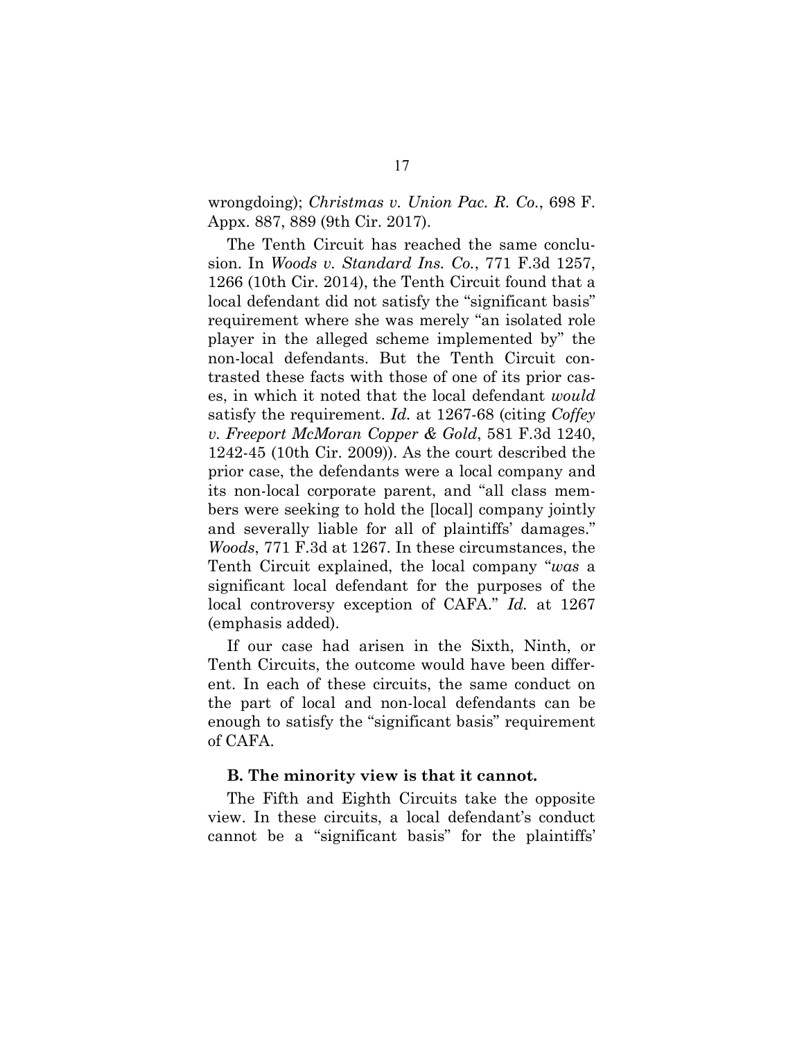wrongdoing); *Christmas v. Union Pac. R. Co.*, 698 F. Appx. 887, 889 (9th Cir. 2017).

The Tenth Circuit has reached the same conclusion. In *Woods v. Standard Ins. Co.*, 771 F.3d 1257, 1266 (10th Cir. 2014), the Tenth Circuit found that a local defendant did not satisfy the "significant basis" requirement where she was merely "an isolated role player in the alleged scheme implemented by" the non-local defendants. But the Tenth Circuit contrasted these facts with those of one of its prior cases, in which it noted that the local defendant *would* satisfy the requirement. *Id.* at 1267-68 (citing *Coffey v. Freeport McMoran Copper & Gold*, 581 F.3d 1240, 1242-45 (10th Cir. 2009)). As the court described the prior case, the defendants were a local company and its non-local corporate parent, and "all class members were seeking to hold the [local] company jointly and severally liable for all of plaintiffs' damages." *Woods*, 771 F.3d at 1267. In these circumstances, the Tenth Circuit explained, the local company "*was* a significant local defendant for the purposes of the local controversy exception of CAFA." *Id.* at 1267 (emphasis added).

If our case had arisen in the Sixth, Ninth, or Tenth Circuits, the outcome would have been different. In each of these circuits, the same conduct on the part of local and non-local defendants can be enough to satisfy the "significant basis" requirement of CAFA.

### B. The minority view is that it cannot.

The Fifth and Eighth Circuits take the opposite view. In these circuits, a local defendant's conduct cannot be a "significant basis" for the plaintiffs'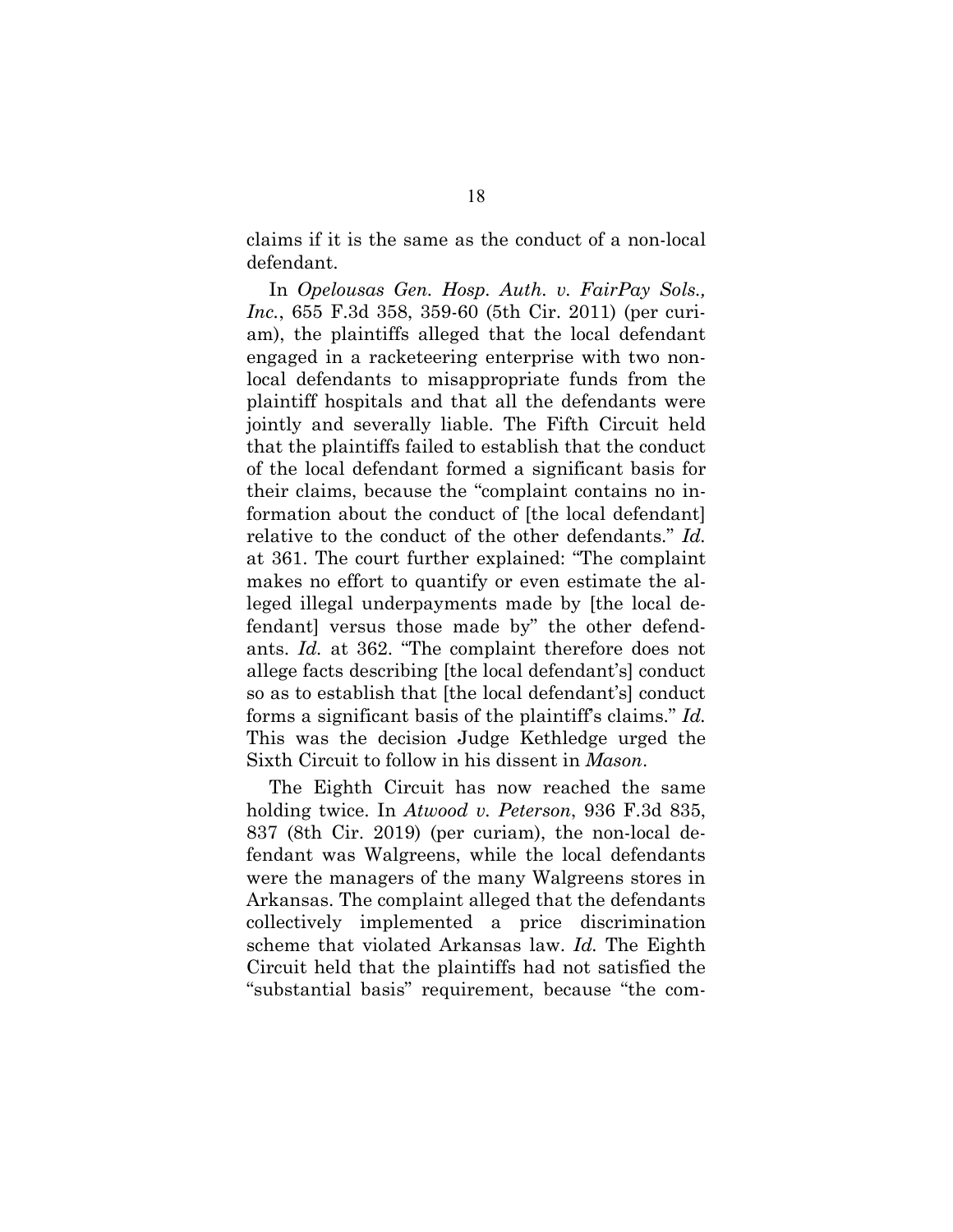claims if it is the same as the conduct of a non-local defendant.

In *Opelousas Gen. Hosp. Auth. v. FairPay Sols., Inc.*, 655 F.3d 358, 359-60 (5th Cir. 2011) (per curiam), the plaintiffs alleged that the local defendant engaged in a racketeering enterprise with two non-local defendants to misappropriate funds from the plaintiff hospitals and that all the defendants were jointly and severally liable. The Fifth Circuit held that the plaintiffs failed to establish that the conduct of the local defendant formed a significant basis for their claims, because the "complaint contains no information about the conduct of [the local defendant] relative to the conduct of the other defendants." *Id.* at 361. The court further explained: "The complaint makes no effort to quantify or even estimate the alleged illegal underpayments made by [the local defendant] versus those made by" the other defendants. *Id.* at 362. "The complaint therefore does not allege facts describing [the local defendant's] conduct so as to establish that [the local defendant's] conduct forms a significant basis of the plaintiff's claims." *Id.* This was the decision Judge Kethledge urged the Sixth Circuit to follow in his dissent in *Mason*.

The Eighth Circuit has now reached the same holding twice. In *Atwood v. Peterson*, 936 F.3d 835, 837 (8th Cir. 2019) (per curiam), the non-local defendant was Walgreens, while the local defendants were the managers of the many Walgreens stores in Arkansas. The complaint alleged that the defendants collectively implemented a price discrimination scheme that violated Arkansas law. *Id.* The Eighth Circuit held that the plaintiffs had not satisfied the "substantial basis" requirement, because "the com-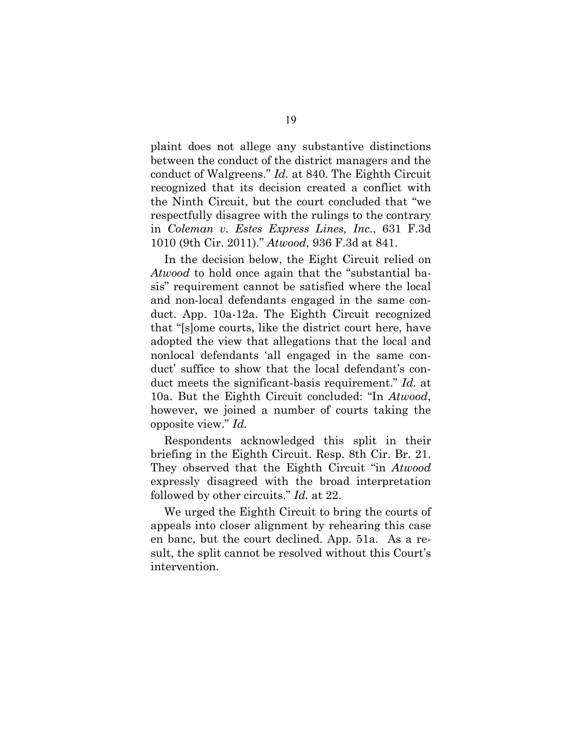plaint does not allege any substantive distinctions between the conduct of the district managers and the conduct of Walgreens." *Id.* at 840. The Eighth Circuit recognized that its decision created a conflict with the Ninth Circuit, but the court concluded that "we respectfully disagree with the rulings to the contrary in *Coleman v. Estes Express Lines, Inc*., 631 F.3d 1010 (9th Cir. 2011)." *Atwood*, 936 F.3d at 841.

In the decision below, the Eight Circuit relied on *Atwood* to hold once again that the "substantial basis" requirement cannot be satisfied where the local and non-local defendants engaged in the same conduct. App. 10a-12a. The Eighth Circuit recognized that "[s]ome courts, like the district court here, have adopted the view that allegations that the local and nonlocal defendants 'all engaged in the same conduct' suffice to show that the local defendant's conduct meets the significant-basis requirement." *Id.* at 10a. But the Eighth Circuit concluded: "In *Atwood*, however, we joined a number of courts taking the opposite view." *Id.*

Respondents acknowledged this split in their briefing in the Eighth Circuit. Resp. 8th Cir. Br. 21. They observed that the Eighth Circuit "in *Atwood* expressly disagreed with the broad interpretation followed by other circuits." *Id.* at 22.

We urged the Eighth Circuit to bring the courts of appeals into closer alignment by rehearing this case en banc, but the court declined. App. 51a. As a result, the split cannot be resolved without this Court's intervention.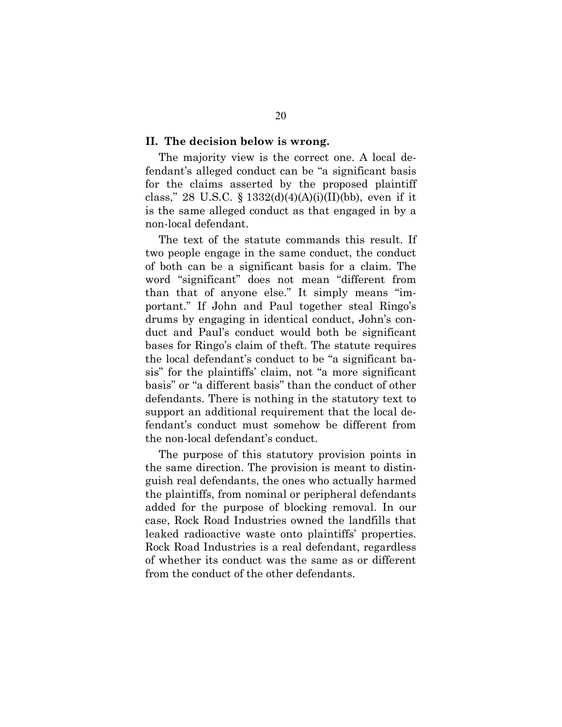## II. The decision below is wrong.

The majority view is the correct one. A local defendant's alleged conduct can be "a significant basis for the claims asserted by the proposed plaintiff class," 28 U.S.C. § 1332(d)(4)(A)(i)(II)(bb), even if it is the same alleged conduct as that engaged in by a non-local defendant.

The text of the statute commands this result. If two people engage in the same conduct, the conduct of both can be a significant basis for a claim. The word "significant" does not mean "different from than that of anyone else." It simply means "important." If John and Paul together steal Ringo's drums by engaging in identical conduct, John's conduct and Paul's conduct would both be significant bases for Ringo's claim of theft. The statute requires the local defendant's conduct to be "a significant basis" for the plaintiffs' claim, not "a more significant basis" or "a different basis" than the conduct of other defendants. There is nothing in the statutory text to support an additional requirement that the local defendant's conduct must somehow be different from the non-local defendant's conduct.

The purpose of this statutory provision points in the same direction. The provision is meant to distinguish real defendants, the ones who actually harmed the plaintiffs, from nominal or peripheral defendants added for the purpose of blocking removal. In our case, Rock Road Industries owned the landfills that leaked radioactive waste onto plaintiffs' properties. Rock Road Industries is a real defendant, regardless of whether its conduct was the same as or different from the conduct of the other defendants.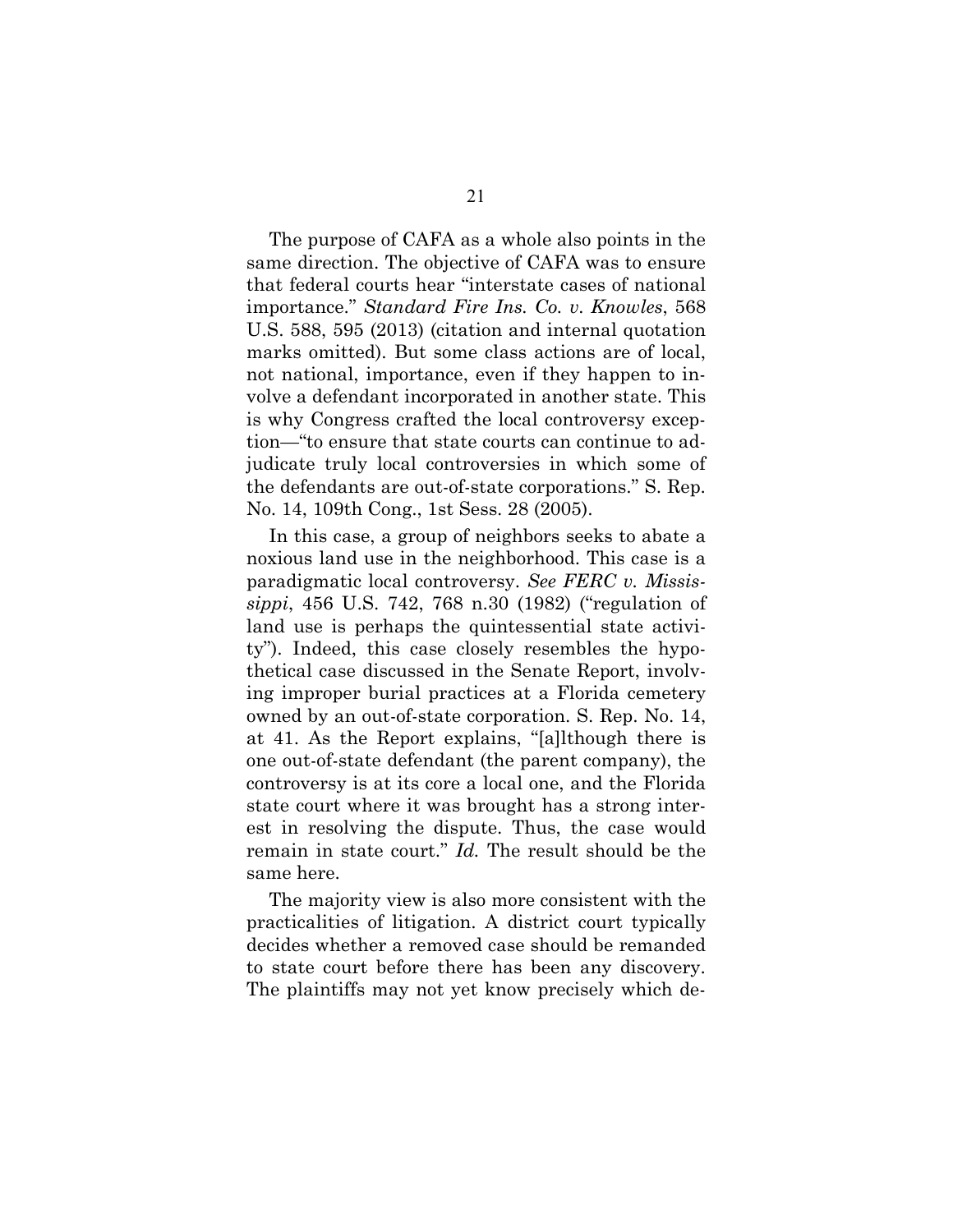The purpose of CAFA as a whole also points in the same direction. The objective of CAFA was to ensure that federal courts hear "interstate cases of national importance." *Standard Fire Ins. Co. v. Knowles*, 568 U.S. 588, 595 (2013) (citation and internal quotation marks omitted). But some class actions are of local, not national, importance, even if they happen to involve a defendant incorporated in another state. This is why Congress crafted the local controversy exception—"to ensure that state courts can continue to adjudicate truly local controversies in which some of the defendants are out-of-state corporations." S. Rep. No. 14, 109th Cong., 1st Sess. 28 (2005).

In this case, a group of neighbors seeks to abate a noxious land use in the neighborhood. This case is a paradigmatic local controversy. *See FERC v. Mississippi*, 456 U.S. 742, 768 n.30 (1982) ("regulation of land use is perhaps the quintessential state activity"). Indeed, this case closely resembles the hypothetical case discussed in the Senate Report, involving improper burial practices at a Florida cemetery owned by an out-of-state corporation. S. Rep. No. 14, at 41. As the Report explains, "[a]lthough there is one out-of-state defendant (the parent company), the controversy is at its core a local one, and the Florida state court where it was brought has a strong interest in resolving the dispute. Thus, the case would remain in state court." *Id.* The result should be the same here.

The majority view is also more consistent with the practicalities of litigation. A district court typically decides whether a removed case should be remanded to state court before there has been any discovery. The plaintiffs may not yet know precisely which de-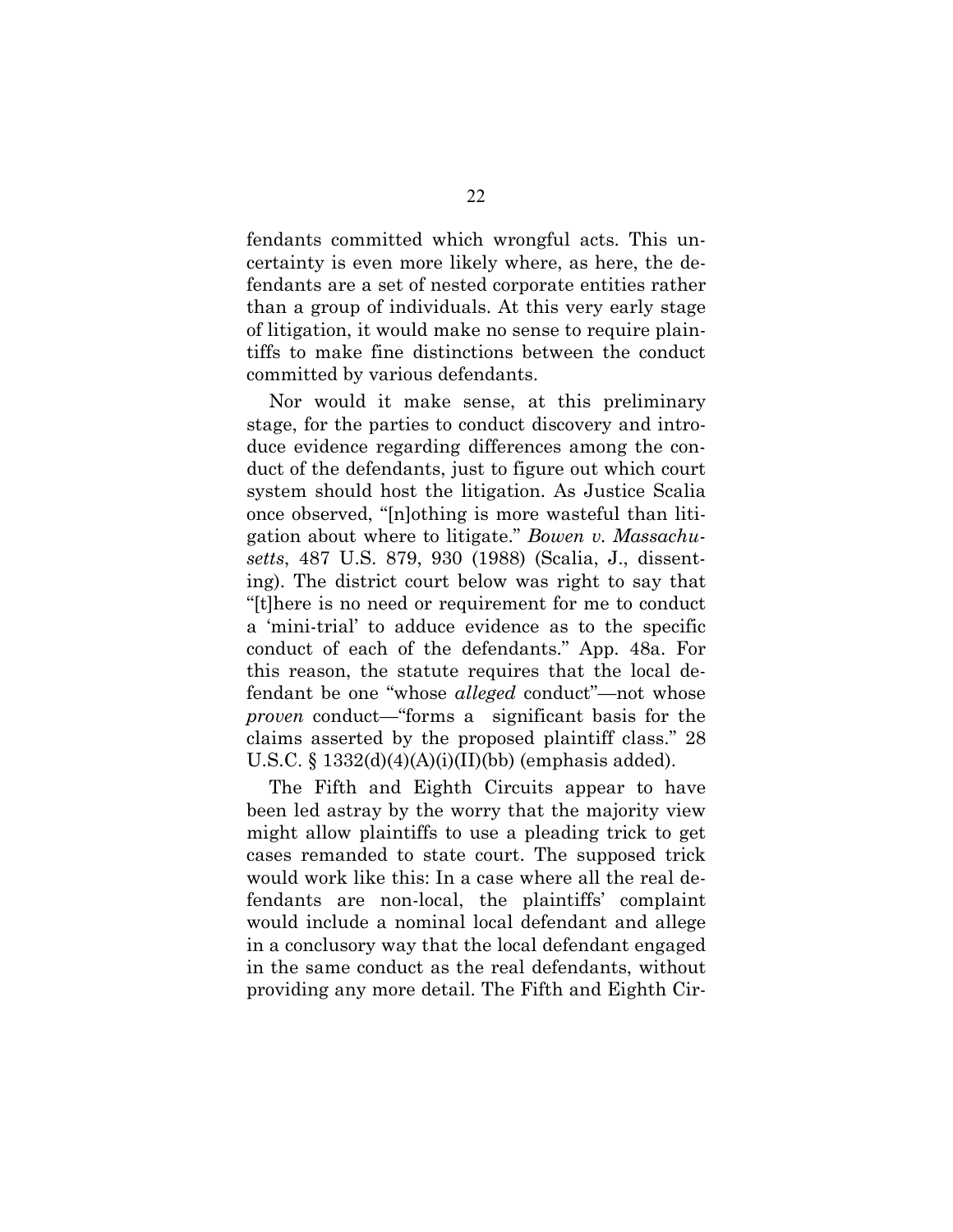fendants committed which wrongful acts. This uncertainty is even more likely where, as here, the defendants are a set of nested corporate entities rather than a group of individuals. At this very early stage of litigation, it would make no sense to require plaintiffs to make fine distinctions between the conduct committed by various defendants.

Nor would it make sense, at this preliminary stage, for the parties to conduct discovery and introduce evidence regarding differences among the conduct of the defendants, just to figure out which court system should host the litigation. As Justice Scalia once observed, "[n]othing is more wasteful than litigation about where to litigate." *Bowen v. Massachusetts*, 487 U.S. 879, 930 (1988) (Scalia, J., dissenting). The district court below was right to say that "[t]here is no need or requirement for me to conduct a 'mini-trial' to adduce evidence as to the specific conduct of each of the defendants." App. 48a. For this reason, the statute requires that the local defendant be one "whose *alleged* conduct"—not whose *proven* conduct—"forms a significant basis for the claims asserted by the proposed plaintiff class." 28 U.S.C. § 1332(d)(4)(A)(i)(II)(bb) (emphasis added).

The Fifth and Eighth Circuits appear to have been led astray by the worry that the majority view might allow plaintiffs to use a pleading trick to get cases remanded to state court. The supposed trick would work like this: In a case where all the real defendants are non-local, the plaintiffs' complaint would include a nominal local defendant and allege in a conclusory way that the local defendant engaged in the same conduct as the real defendants, without providing any more detail. The Fifth and Eighth Cir-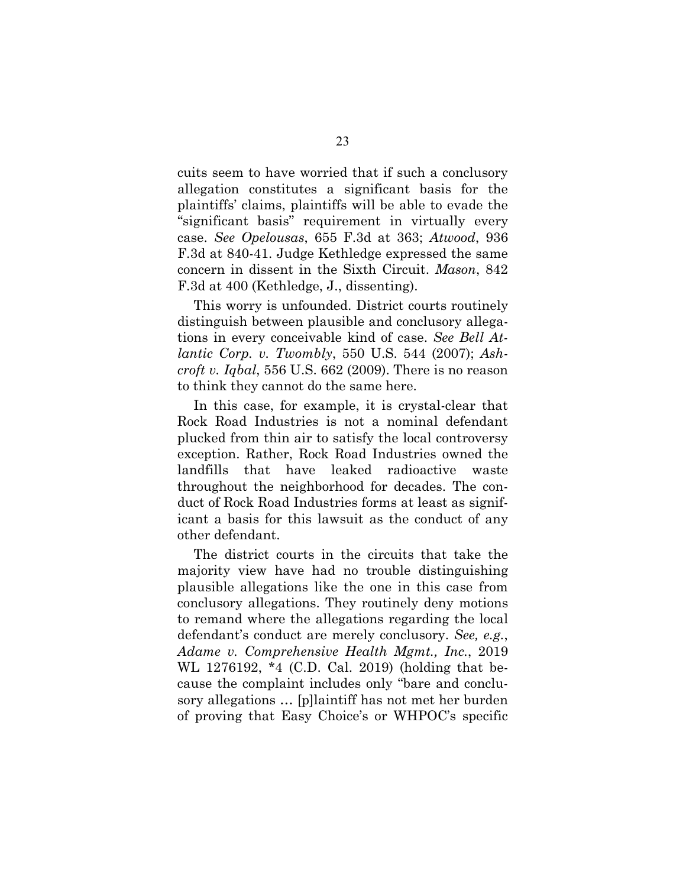cuits seem to have worried that if such a conclusory allegation constitutes a significant basis for the plaintiffs' claims, plaintiffs will be able to evade the "significant basis" requirement in virtually every case. *See Opelousas*, 655 F.3d at 363; *Atwood*, 936 F.3d at 840-41. Judge Kethledge expressed the same concern in dissent in the Sixth Circuit. *Mason*, 842 F.3d at 400 (Kethledge, J., dissenting).

This worry is unfounded. District courts routinely distinguish between plausible and conclusory allegations in every conceivable kind of case. *See Bell Atlantic Corp. v. Twombly*, 550 U.S. 544 (2007); *Ashcroft v. Iqbal*, 556 U.S. 662 (2009). There is no reason to think they cannot do the same here.

In this case, for example, it is crystal-clear that Rock Road Industries is not a nominal defendant plucked from thin air to satisfy the local controversy exception. Rather, Rock Road Industries owned the landfills that have leaked radioactive waste throughout the neighborhood for decades. The conduct of Rock Road Industries forms at least as significant a basis for this lawsuit as the conduct of any other defendant.

The district courts in the circuits that take the majority view have had no trouble distinguishing plausible allegations like the one in this case from conclusory allegations. They routinely deny motions to remand where the allegations regarding the local defendant's conduct are merely conclusory. *See, e.g.*, *Adame v. Comprehensive Health Mgmt., Inc.*, 2019 WL 1276192, *4 (C.D. Cal. 2019) (holding that because the complaint includes only "bare and conclusory allegations … [p]laintiff has not met her burden of proving that Easy Choice's or WHPOC's specific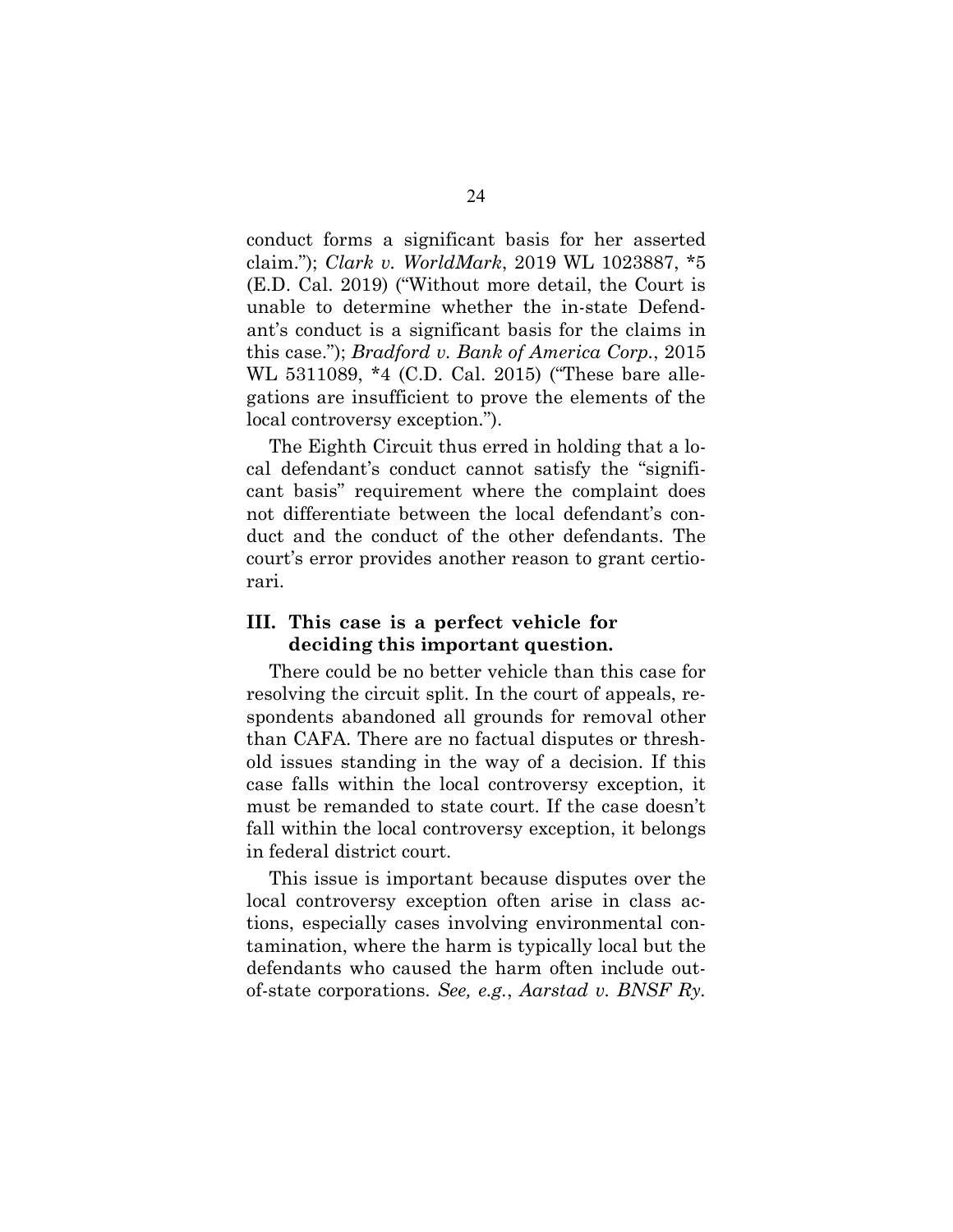conduct forms a significant basis for her asserted claim."); *Clark v. WorldMark*, 2019 WL 1023887, *5 (E.D. Cal. 2019) ("Without more detail, the Court is unable to determine whether the in-state Defendant's conduct is a significant basis for the claims in this case."); *Bradford v. Bank of America Corp.*, 2015 WL 5311089, *4 (C.D. Cal. 2015) ("These bare allegations are insufficient to prove the elements of the local controversy exception.").

The Eighth Circuit thus erred in holding that a local defendant's conduct cannot satisfy the "significant basis" requirement where the complaint does not differentiate between the local defendant's conduct and the conduct of the other defendants. The court's error provides another reason to grant certiorari.

## III. This case is a perfect vehicle for deciding this important question.

There could be no better vehicle than this case for resolving the circuit split. In the court of appeals, respondents abandoned all grounds for removal other than CAFA. There are no factual disputes or threshold issues standing in the way of a decision. If this case falls within the local controversy exception, it must be remanded to state court. If the case doesn't fall within the local controversy exception, it belongs in federal district court.

This issue is important because disputes over the local controversy exception often arise in class actions, especially cases involving environmental contamination, where the harm is typically local but the defendants who caused the harm often include out-of-state corporations. *See, e.g.*, *Aarstad v. BNSF Ry.*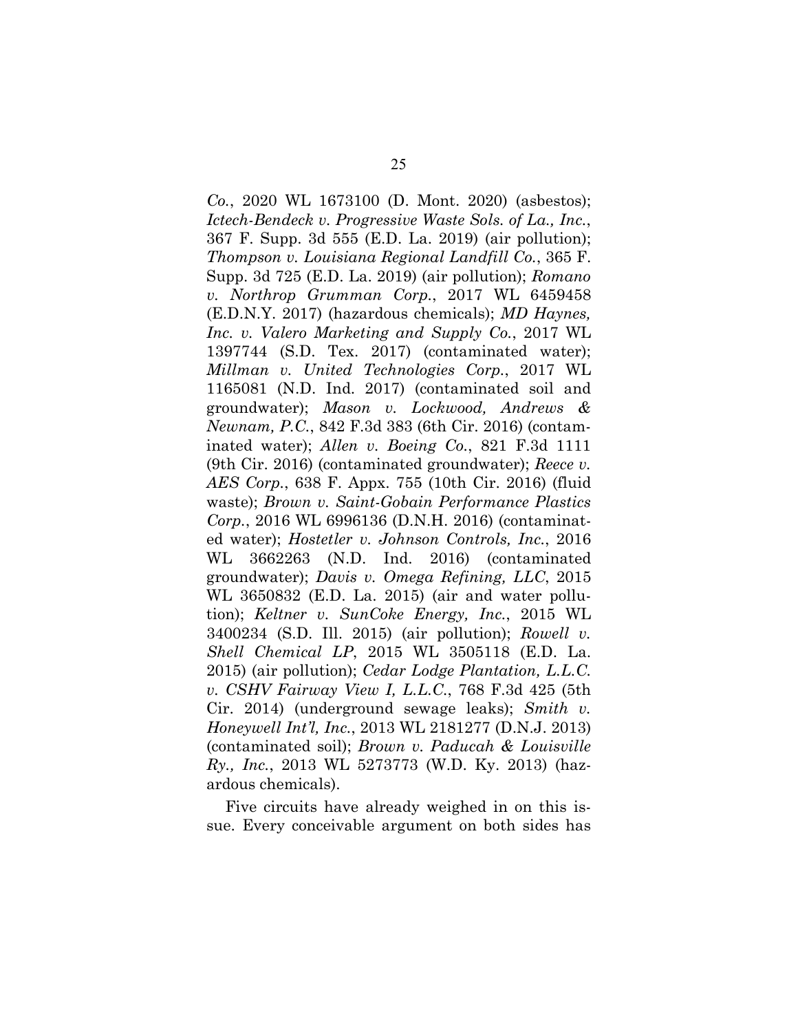*Co.*, 2020 WL 1673100 (D. Mont. 2020) (asbestos); *Ictech-Bendeck v. Progressive Waste Sols. of La., Inc.*, 367 F. Supp. 3d 555 (E.D. La. 2019) (air pollution); *Thompson v. Louisiana Regional Landfill Co.*, 365 F. Supp. 3d 725 (E.D. La. 2019) (air pollution); *Romano v. Northrop Grumman Corp.*, 2017 WL 6459458 (E.D.N.Y. 2017) (hazardous chemicals); *MD Haynes, Inc. v. Valero Marketing and Supply Co.*, 2017 WL 1397744 (S.D. Tex. 2017) (contaminated water); *Millman v. United Technologies Corp.*, 2017 WL 1165081 (N.D. Ind. 2017) (contaminated soil and groundwater); *Mason v. Lockwood, Andrews & Newnam, P.C.*, 842 F.3d 383 (6th Cir. 2016) (contaminated water); *Allen v. Boeing Co.*, 821 F.3d 1111 (9th Cir. 2016) (contaminated groundwater); *Reece v. AES Corp.*, 638 F. Appx. 755 (10th Cir. 2016) (fluid waste); *Brown v. Saint-Gobain Performance Plastics Corp.*, 2016 WL 6996136 (D.N.H. 2016) (contaminated water); *Hostetler v. Johnson Controls, Inc.*, 2016 WL 3662263 (N.D. Ind. 2016) (contaminated groundwater); *Davis v. Omega Refining, LLC*, 2015 WL 3650832 (E.D. La. 2015) (air and water pollution); *Keltner v. SunCoke Energy, Inc.*, 2015 WL 3400234 (S.D. Ill. 2015) (air pollution); *Rowell v. Shell Chemical LP*, 2015 WL 3505118 (E.D. La. 2015) (air pollution); *Cedar Lodge Plantation, L.L.C. v. CSHV Fairway View I, L.L.C.*, 768 F.3d 425 (5th Cir. 2014) (underground sewage leaks); *Smith v. Honeywell Int'l, Inc.*, 2013 WL 2181277 (D.N.J. 2013) (contaminated soil); *Brown v. Paducah & Louisville Ry., Inc.*, 2013 WL 5273773 (W.D. Ky. 2013) (hazardous chemicals).

Five circuits have already weighed in on this issue. Every conceivable argument on both sides has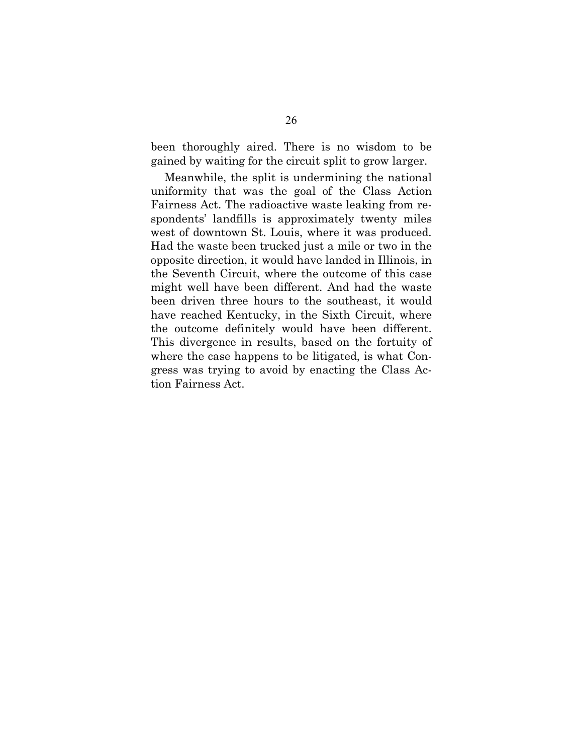been thoroughly aired. There is no wisdom to be gained by waiting for the circuit split to grow larger.

Meanwhile, the split is undermining the national uniformity that was the goal of the Class Action Fairness Act. The radioactive waste leaking from respondents' landfills is approximately twenty miles west of downtown St. Louis, where it was produced. Had the waste been trucked just a mile or two in the opposite direction, it would have landed in Illinois, in the Seventh Circuit, where the outcome of this case might well have been different. And had the waste been driven three hours to the southeast, it would have reached Kentucky, in the Sixth Circuit, where the outcome definitely would have been different. This divergence in results, based on the fortuity of where the case happens to be litigated, is what Congress was trying to avoid by enacting the Class Action Fairness Act.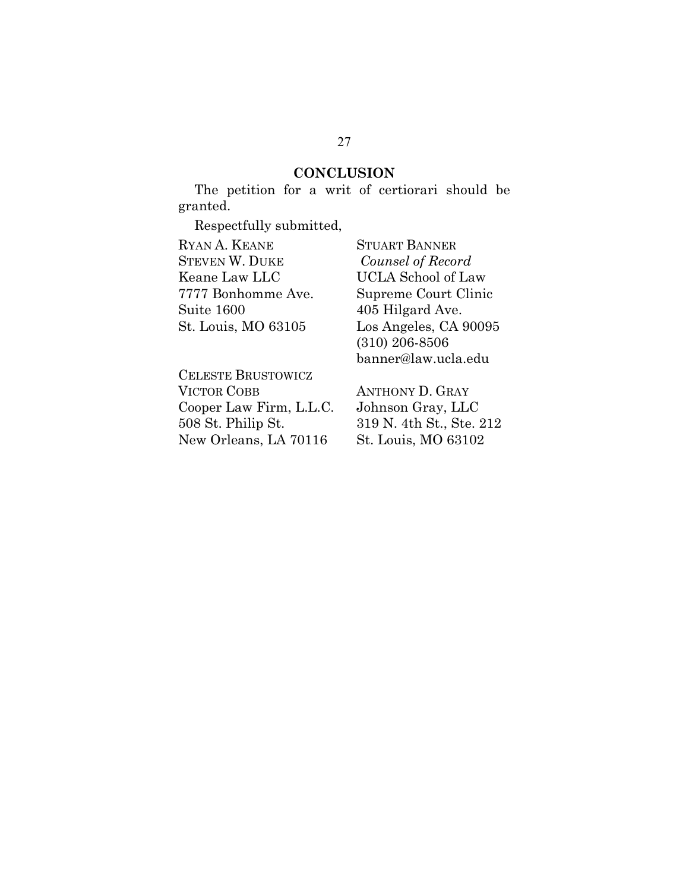## CONCLUSION

The petition for a writ of certiorari should be granted.

Respectfully submitted,

RYAN A. KEANE
STEVEN W. DUKE
Keane Law LLC
7777 Bonhomme Ave.
Suite 1600
St. Louis, MO 63105

STUART BANNER
*Counsel of Record*
UCLA School of Law
Supreme Court Clinic
405 Hilgard Ave.
Los Angeles, CA 90095
(310) 206-8506
banner@law.ucla.edu

CELESTE BRUSTOWICZ
VICTOR COBB
Cooper Law Firm, L.L.C.
508 St. Philip St.
New Orleans, LA 70116

ANTHONY D. GRAY
Johnson Gray, LLC
319 N. 4th St., Ste. 212
St. Louis, MO 63102